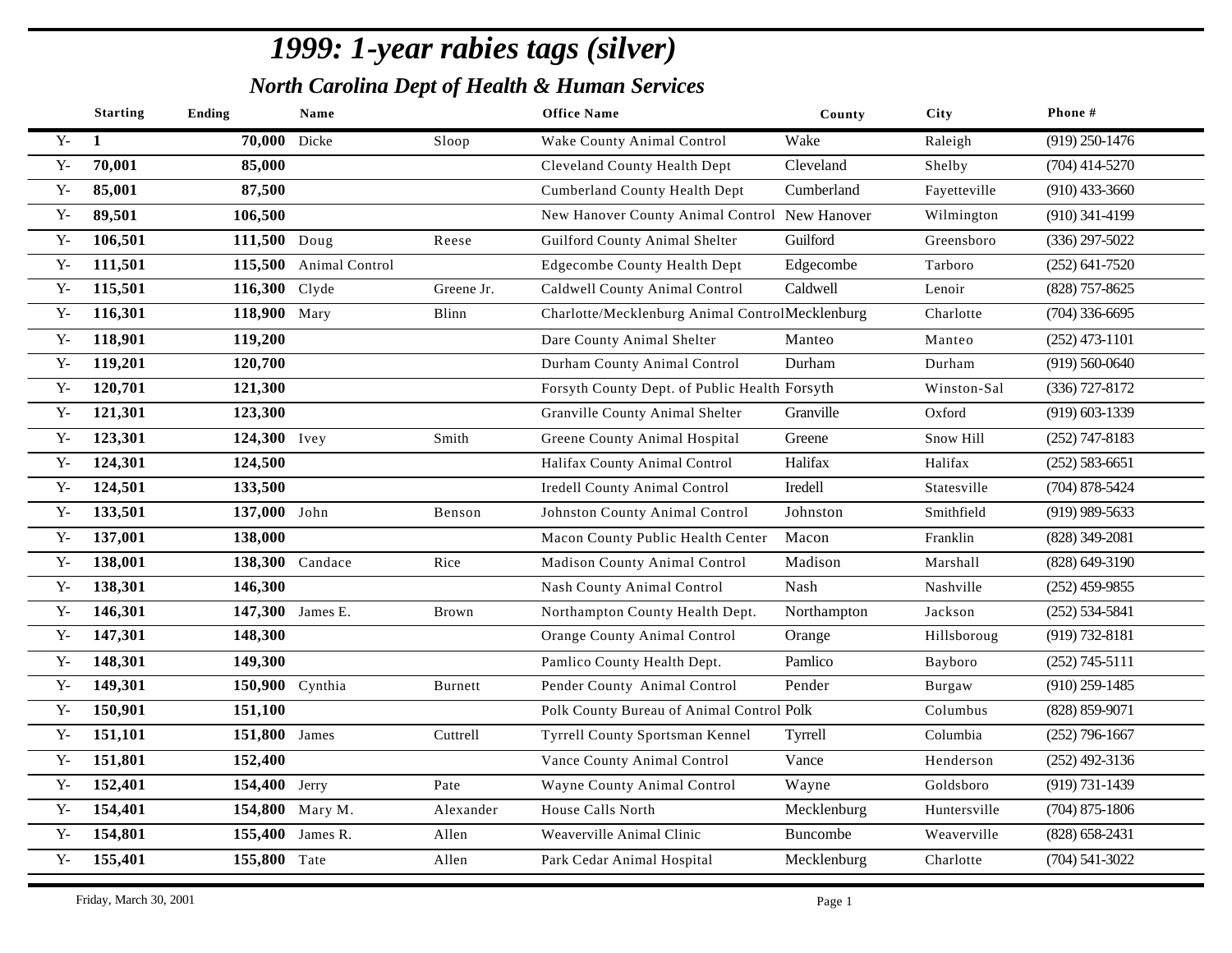# 1999: 1-year rabies tags (silver)

## North Carolina Dept of Health & Human Services

| | Starting | Ending | Name | | Office Name | County | City | Phone # |
|---|---|---|---|---|---|---|---|---|
| Y- | **1** | **70,000** | Dicke | Sloop | Wake County Animal Control | Wake | Raleigh | (919) 250-1476 |
| Y- | **70,001** | **85,000** | | | Cleveland County Health Dept | Cleveland | Shelby | (704) 414-5270 |
| Y- | **85,001** | **87,500** | | | Cumberland County Health Dept | Cumberland | Fayetteville | (910) 433-3660 |
| Y- | **89,501** | **106,500** | | | New Hanover County Animal Control | New Hanover | Wilmington | (910) 341-4199 |
| Y- | **106,501** | **111,500** | Doug | Reese | Guilford County Animal Shelter | Guilford | Greensboro | (336) 297-5022 |
| Y- | **111,501** | **115,500** | Animal Control | | Edgecombe County Health Dept | Edgecombe | Tarboro | (252) 641-7520 |
| Y- | **115,501** | **116,300** | Clyde | Greene Jr. | Caldwell County Animal Control | Caldwell | Lenoir | (828) 757-8625 |
| Y- | **116,301** | **118,900** | Mary | Blinn | Charlotte/Mecklenburg Animal Control | Mecklenburg | Charlotte | (704) 336-6695 |
| Y- | **118,901** | **119,200** | | | Dare County Animal Shelter | Manteo | Manteo | (252) 473-1101 |
| Y- | **119,201** | **120,700** | | | Durham County Animal Control | Durham | Durham | (919) 560-0640 |
| Y- | **120,701** | **121,300** | | | Forsyth County Dept. of Public Health | Forsyth | Winston-Sal | (336) 727-8172 |
| Y- | **121,301** | **123,300** | | | Granville County Animal Shelter | Granville | Oxford | (919) 603-1339 |
| Y- | **123,301** | **124,300** | Ivey | Smith | Greene County Animal Hospital | Greene | Snow Hill | (252) 747-8183 |
| Y- | **124,301** | **124,500** | | | Halifax County Animal Control | Halifax | Halifax | (252) 583-6651 |
| Y- | **124,501** | **133,500** | | | Iredell County Animal Control | Iredell | Statesville | (704) 878-5424 |
| Y- | **133,501** | **137,000** | John | Benson | Johnston County Animal Control | Johnston | Smithfield | (919) 989-5633 |
| Y- | **137,001** | **138,000** | | | Macon County Public Health Center | Macon | Franklin | (828) 349-2081 |
| Y- | **138,001** | **138,300** | Candace | Rice | Madison County Animal Control | Madison | Marshall | (828) 649-3190 |
| Y- | **138,301** | **146,300** | | | Nash County Animal Control | Nash | Nashville | (252) 459-9855 |
| Y- | **146,301** | **147,300** | James E. | Brown | Northampton County Health Dept. | Northampton | Jackson | (252) 534-5841 |
| Y- | **147,301** | **148,300** | | | Orange County Animal Control | Orange | Hillsboroug | (919) 732-8181 |
| Y- | **148,301** | **149,300** | | | Pamlico County Health Dept. | Pamlico | Bayboro | (252) 745-5111 |
| Y- | **149,301** | **150,900** | Cynthia | Burnett | Pender County Animal Control | Pender | Burgaw | (910) 259-1485 |
| Y- | **150,901** | **151,100** | | | Polk County Bureau of Animal Control | Polk | Columbus | (828) 859-9071 |
| Y- | **151,101** | **151,800** | James | Cuttrell | Tyrrell County Sportsman Kennel | Tyrrell | Columbia | (252) 796-1667 |
| Y- | **151,801** | **152,400** | | | Vance County Animal Control | Vance | Henderson | (252) 492-3136 |
| Y- | **152,401** | **154,400** | Jerry | Pate | Wayne County Animal Control | Wayne | Goldsboro | (919) 731-1439 |
| Y- | **154,401** | **154,800** | Mary M. | Alexander | House Calls North | Mecklenburg | Huntersville | (704) 875-1806 |
| Y- | **154,801** | **155,400** | James R. | Allen | Weaverville Animal Clinic | Buncombe | Weaverville | (828) 658-2431 |
| Y- | **155,401** | **155,800** | Tate | Allen | Park Cedar Animal Hospital | Mecklenburg | Charlotte | (704) 541-3022 |

Friday, March 30, 2001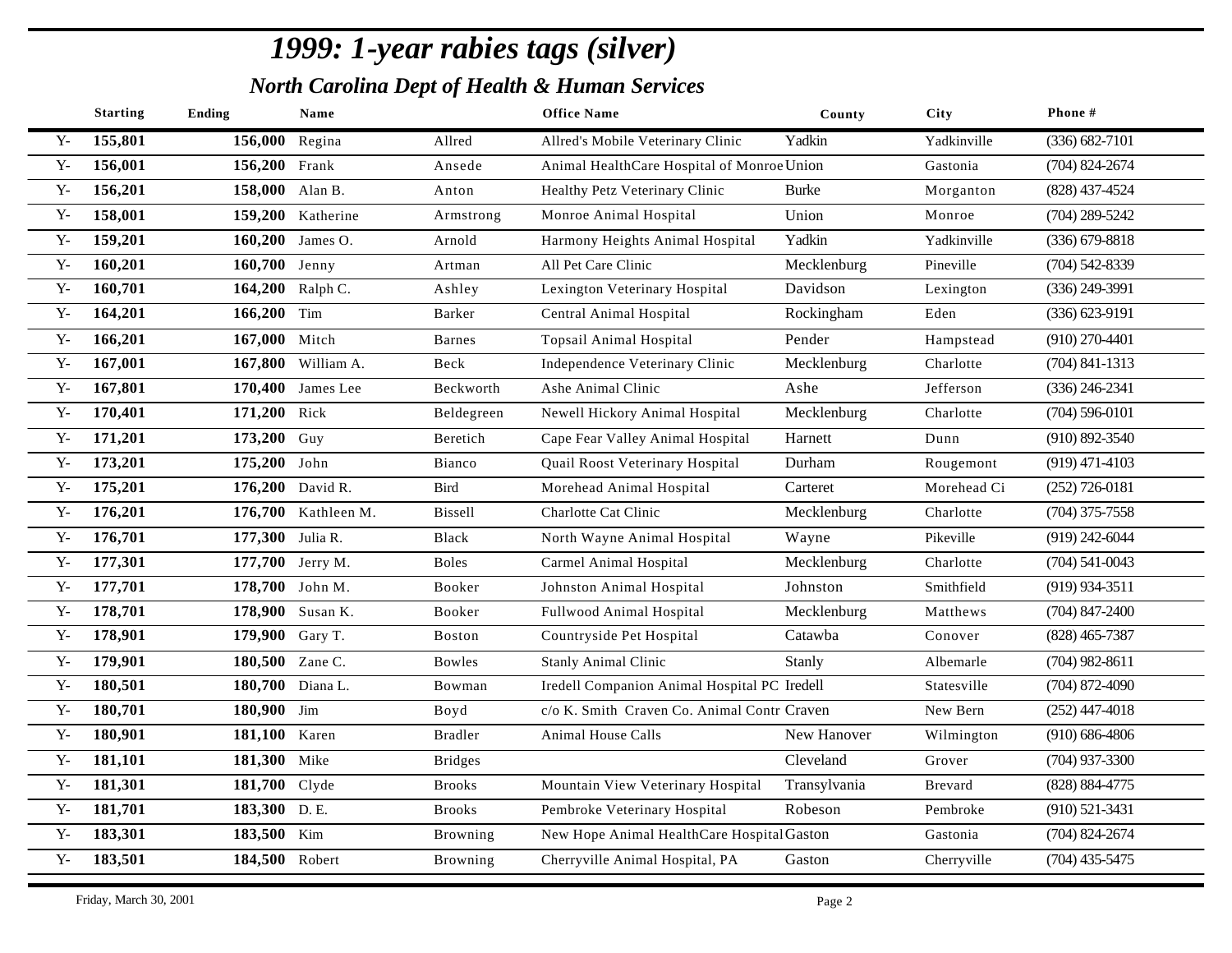# *1999: 1-year rabies tags (silver)*

## *North Carolina Dept of Health & Human Services*

| | Starting | Ending | Name | | Office Name | County | City | Phone # |
|---|---|---|---|---|---|---|---|---|
| Y- | **155,801** | **156,000** | Regina | Allred | Allred's Mobile Veterinary Clinic | Yadkin | Yadkinville | (336) 682-7101 |
| Y- | **156,001** | **156,200** | Frank | Ansede | Animal HealthCare Hospital of Monroe | Union | Gastonia | (704) 824-2674 |
| Y- | **156,201** | **158,000** | Alan B. | Anton | Healthy Petz Veterinary Clinic | Burke | Morganton | (828) 437-4524 |
| Y- | **158,001** | **159,200** | Katherine | Armstrong | Monroe Animal Hospital | Union | Monroe | (704) 289-5242 |
| Y- | **159,201** | **160,200** | James O. | Arnold | Harmony Heights Animal Hospital | Yadkin | Yadkinville | (336) 679-8818 |
| Y- | **160,201** | **160,700** | Jenny | Artman | All Pet Care Clinic | Mecklenburg | Pineville | (704) 542-8339 |
| Y- | **160,701** | **164,200** | Ralph C. | Ashley | Lexington Veterinary Hospital | Davidson | Lexington | (336) 249-3991 |
| Y- | **164,201** | **166,200** | Tim | Barker | Central Animal Hospital | Rockingham | Eden | (336) 623-9191 |
| Y- | **166,201** | **167,000** | Mitch | Barnes | Topsail Animal Hospital | Pender | Hampstead | (910) 270-4401 |
| Y- | **167,001** | **167,800** | William A. | Beck | Independence Veterinary Clinic | Mecklenburg | Charlotte | (704) 841-1313 |
| Y- | **167,801** | **170,400** | James Lee | Beckworth | Ashe Animal Clinic | Ashe | Jefferson | (336) 246-2341 |
| Y- | **170,401** | **171,200** | Rick | Beldegreen | Newell Hickory Animal Hospital | Mecklenburg | Charlotte | (704) 596-0101 |
| Y- | **171,201** | **173,200** | Guy | Beretich | Cape Fear Valley Animal Hospital | Harnett | Dunn | (910) 892-3540 |
| Y- | **173,201** | **175,200** | John | Bianco | Quail Roost Veterinary Hospital | Durham | Rougemont | (919) 471-4103 |
| Y- | **175,201** | **176,200** | David R. | Bird | Morehead Animal Hospital | Carteret | Morehead Ci | (252) 726-0181 |
| Y- | **176,201** | **176,700** | Kathleen M. | Bissell | Charlotte Cat Clinic | Mecklenburg | Charlotte | (704) 375-7558 |
| Y- | **176,701** | **177,300** | Julia R. | Black | North Wayne Animal Hospital | Wayne | Pikeville | (919) 242-6044 |
| Y- | **177,301** | **177,700** | Jerry M. | Boles | Carmel Animal Hospital | Mecklenburg | Charlotte | (704) 541-0043 |
| Y- | **177,701** | **178,700** | John M. | Booker | Johnston Animal Hospital | Johnston | Smithfield | (919) 934-3511 |
| Y- | **178,701** | **178,900** | Susan K. | Booker | Fullwood Animal Hospital | Mecklenburg | Matthews | (704) 847-2400 |
| Y- | **178,901** | **179,900** | Gary T. | Boston | Countryside Pet Hospital | Catawba | Conover | (828) 465-7387 |
| Y- | **179,901** | **180,500** | Zane C. | Bowles | Stanly Animal Clinic | Stanly | Albemarle | (704) 982-8611 |
| Y- | **180,501** | **180,700** | Diana L. | Bowman | Iredell Companion Animal Hospital PC | Iredell | Statesville | (704) 872-4090 |
| Y- | **180,701** | **180,900** | Jim | Boyd | c/o K. Smith Craven Co. Animal Contr | Craven | New Bern | (252) 447-4018 |
| Y- | **180,901** | **181,100** | Karen | Bradler | Animal House Calls | New Hanover | Wilmington | (910) 686-4806 |
| Y- | **181,101** | **181,300** | Mike | Bridges | | Cleveland | Grover | (704) 937-3300 |
| Y- | **181,301** | **181,700** | Clyde | Brooks | Mountain View Veterinary Hospital | Transylvania | Brevard | (828) 884-4775 |
| Y- | **181,701** | **183,300** | D. E. | Brooks | Pembroke Veterinary Hospital | Robeson | Pembroke | (910) 521-3431 |
| Y- | **183,301** | **183,500** | Kim | Browning | New Hope Animal HealthCare Hospital | Gaston | Gastonia | (704) 824-2674 |
| Y- | **183,501** | **184,500** | Robert | Browning | Cherryville Animal Hospital, PA | Gaston | Cherryville | (704) 435-5475 |

Friday, March 30, 2001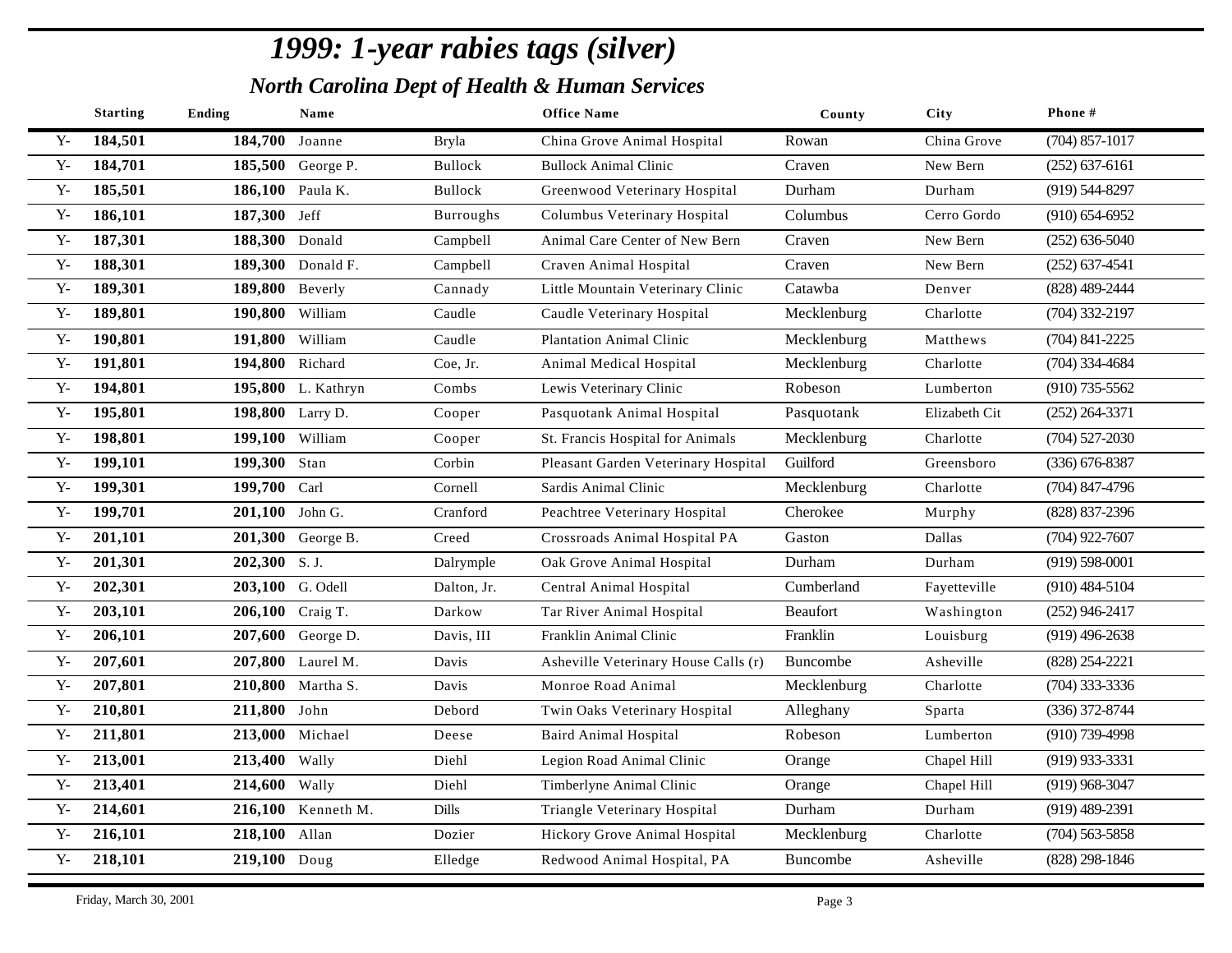# *1999: 1-year rabies tags (silver)*

## *North Carolina Dept of Health & Human Services*

| | Starting | Ending | Name | | Office Name | County | City | Phone # |
|---|---|---|---|---|---|---|---|---|
| Y- | 184,501 | 184,700 | Joanne | Bryla | China Grove Animal Hospital | Rowan | China Grove | (704) 857-1017 |
| Y- | 184,701 | 185,500 | George P. | Bullock | Bullock Animal Clinic | Craven | New Bern | (252) 637-6161 |
| Y- | 185,501 | 186,100 | Paula K. | Bullock | Greenwood Veterinary Hospital | Durham | Durham | (919) 544-8297 |
| Y- | 186,101 | 187,300 | Jeff | Burroughs | Columbus Veterinary Hospital | Columbus | Cerro Gordo | (910) 654-6952 |
| Y- | 187,301 | 188,300 | Donald | Campbell | Animal Care Center of New Bern | Craven | New Bern | (252) 636-5040 |
| Y- | 188,301 | 189,300 | Donald F. | Campbell | Craven Animal Hospital | Craven | New Bern | (252) 637-4541 |
| Y- | 189,301 | 189,800 | Beverly | Cannady | Little Mountain Veterinary Clinic | Catawba | Denver | (828) 489-2444 |
| Y- | 189,801 | 190,800 | William | Caudle | Caudle Veterinary Hospital | Mecklenburg | Charlotte | (704) 332-2197 |
| Y- | 190,801 | 191,800 | William | Caudle | Plantation Animal Clinic | Mecklenburg | Matthews | (704) 841-2225 |
| Y- | 191,801 | 194,800 | Richard | Coe, Jr. | Animal Medical Hospital | Mecklenburg | Charlotte | (704) 334-4684 |
| Y- | 194,801 | 195,800 | L. Kathryn | Combs | Lewis Veterinary Clinic | Robeson | Lumberton | (910) 735-5562 |
| Y- | 195,801 | 198,800 | Larry D. | Cooper | Pasquotank Animal Hospital | Pasquotank | Elizabeth Cit | (252) 264-3371 |
| Y- | 198,801 | 199,100 | William | Cooper | St. Francis Hospital for Animals | Mecklenburg | Charlotte | (704) 527-2030 |
| Y- | 199,101 | 199,300 | Stan | Corbin | Pleasant Garden Veterinary Hospital | Guilford | Greensboro | (336) 676-8387 |
| Y- | 199,301 | 199,700 | Carl | Cornell | Sardis Animal Clinic | Mecklenburg | Charlotte | (704) 847-4796 |
| Y- | 199,701 | 201,100 | John G. | Cranford | Peachtree Veterinary Hospital | Cherokee | Murphy | (828) 837-2396 |
| Y- | 201,101 | 201,300 | George B. | Creed | Crossroads Animal Hospital PA | Gaston | Dallas | (704) 922-7607 |
| Y- | 201,301 | 202,300 | S. J. | Dalrymple | Oak Grove Animal Hospital | Durham | Durham | (919) 598-0001 |
| Y- | 202,301 | 203,100 | G. Odell | Dalton, Jr. | Central Animal Hospital | Cumberland | Fayetteville | (910) 484-5104 |
| Y- | 203,101 | 206,100 | Craig T. | Darkow | Tar River Animal Hospital | Beaufort | Washington | (252) 946-2417 |
| Y- | 206,101 | 207,600 | George D. | Davis, III | Franklin Animal Clinic | Franklin | Louisburg | (919) 496-2638 |
| Y- | 207,601 | 207,800 | Laurel M. | Davis | Asheville Veterinary House Calls (r) | Buncombe | Asheville | (828) 254-2221 |
| Y- | 207,801 | 210,800 | Martha S. | Davis | Monroe Road Animal | Mecklenburg | Charlotte | (704) 333-3336 |
| Y- | 210,801 | 211,800 | John | Debord | Twin Oaks Veterinary Hospital | Alleghany | Sparta | (336) 372-8744 |
| Y- | 211,801 | 213,000 | Michael | Deese | Baird Animal Hospital | Robeson | Lumberton | (910) 739-4998 |
| Y- | 213,001 | 213,400 | Wally | Diehl | Legion Road Animal Clinic | Orange | Chapel Hill | (919) 933-3331 |
| Y- | 213,401 | 214,600 | Wally | Diehl | Timberlyne Animal Clinic | Orange | Chapel Hill | (919) 968-3047 |
| Y- | 214,601 | 216,100 | Kenneth M. | Dills | Triangle Veterinary Hospital | Durham | Durham | (919) 489-2391 |
| Y- | 216,101 | 218,100 | Allan | Dozier | Hickory Grove Animal Hospital | Mecklenburg | Charlotte | (704) 563-5858 |
| Y- | 218,101 | 219,100 | Doug | Elledge | Redwood Animal Hospital, PA | Buncombe | Asheville | (828) 298-1846 |

Friday, March 30, 2001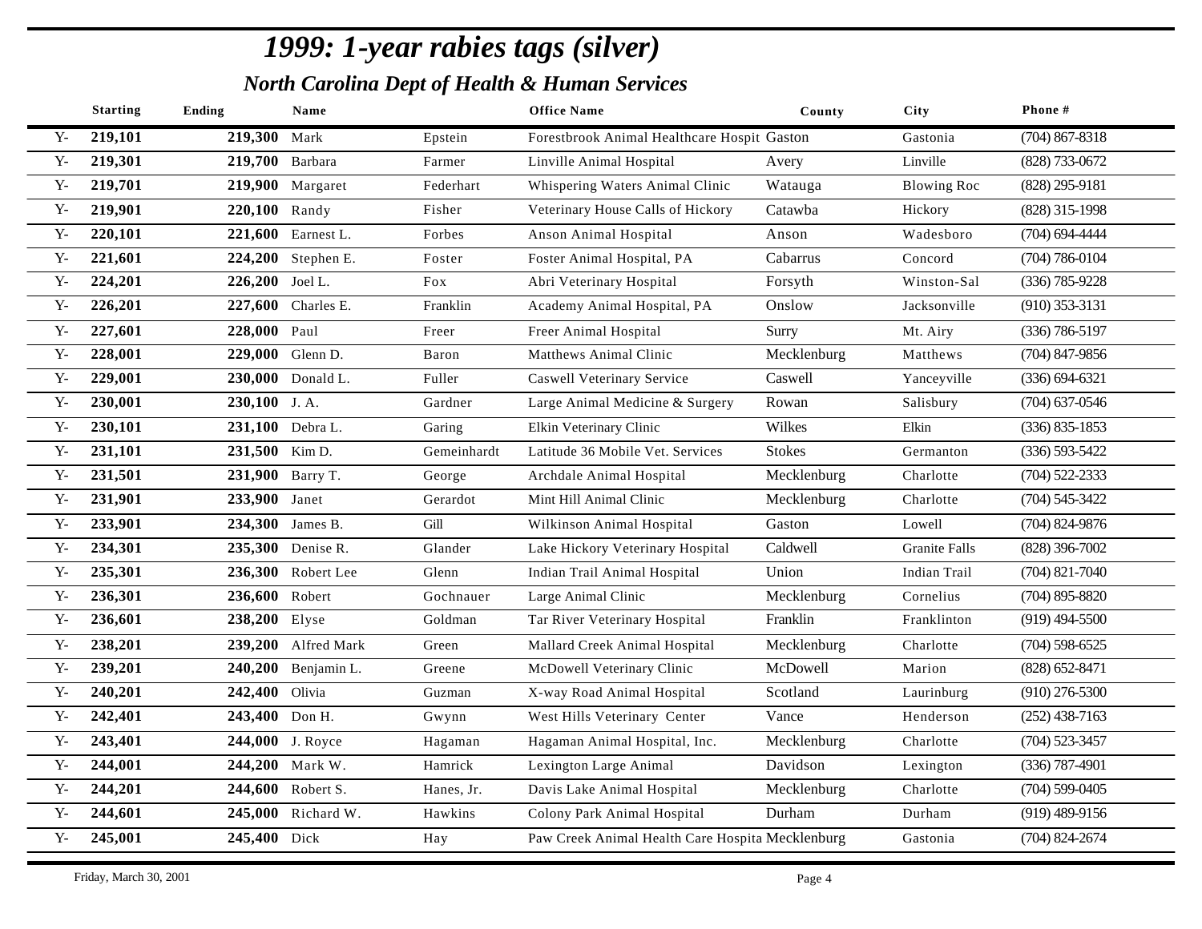# 1999: 1-year rabies tags (silver)

## North Carolina Dept of Health & Human Services

| | Starting | Ending | Name | | Office Name | County | City | Phone # |
|---|---|---|---|---|---|---|---|---|
| Y- | 219,101 | 219,300 | Mark | Epstein | Forestbrook Animal Healthcare Hospit | Gaston | Gastonia | (704) 867-8318 |
| Y- | 219,301 | 219,700 | Barbara | Farmer | Linville Animal Hospital | Avery | Linville | (828) 733-0672 |
| Y- | 219,701 | 219,900 | Margaret | Federhart | Whispering Waters Animal Clinic | Watauga | Blowing Roc | (828) 295-9181 |
| Y- | 219,901 | 220,100 | Randy | Fisher | Veterinary House Calls of Hickory | Catawba | Hickory | (828) 315-1998 |
| Y- | 220,101 | 221,600 | Earnest L. | Forbes | Anson Animal Hospital | Anson | Wadesboro | (704) 694-4444 |
| Y- | 221,601 | 224,200 | Stephen E. | Foster | Foster Animal Hospital, PA | Cabarrus | Concord | (704) 786-0104 |
| Y- | 224,201 | 226,200 | Joel L. | Fox | Abri Veterinary Hospital | Forsyth | Winston-Sal | (336) 785-9228 |
| Y- | 226,201 | 227,600 | Charles E. | Franklin | Academy Animal Hospital, PA | Onslow | Jacksonville | (910) 353-3131 |
| Y- | 227,601 | 228,000 | Paul | Freer | Freer Animal Hospital | Surry | Mt. Airy | (336) 786-5197 |
| Y- | 228,001 | 229,000 | Glenn D. | Baron | Matthews Animal Clinic | Mecklenburg | Matthews | (704) 847-9856 |
| Y- | 229,001 | 230,000 | Donald L. | Fuller | Caswell Veterinary Service | Caswell | Yanceyville | (336) 694-6321 |
| Y- | 230,001 | 230,100 | J. A. | Gardner | Large Animal Medicine & Surgery | Rowan | Salisbury | (704) 637-0546 |
| Y- | 230,101 | 231,100 | Debra L. | Garing | Elkin Veterinary Clinic | Wilkes | Elkin | (336) 835-1853 |
| Y- | 231,101 | 231,500 | Kim D. | Gemeinhardt | Latitude 36 Mobile Vet. Services | Stokes | Germanton | (336) 593-5422 |
| Y- | 231,501 | 231,900 | Barry T. | George | Archdale Animal Hospital | Mecklenburg | Charlotte | (704) 522-2333 |
| Y- | 231,901 | 233,900 | Janet | Gerardot | Mint Hill Animal Clinic | Mecklenburg | Charlotte | (704) 545-3422 |
| Y- | 233,901 | 234,300 | James B. | Gill | Wilkinson Animal Hospital | Gaston | Lowell | (704) 824-9876 |
| Y- | 234,301 | 235,300 | Denise R. | Glander | Lake Hickory Veterinary Hospital | Caldwell | Granite Falls | (828) 396-7002 |
| Y- | 235,301 | 236,300 | Robert Lee | Glenn | Indian Trail Animal Hospital | Union | Indian Trail | (704) 821-7040 |
| Y- | 236,301 | 236,600 | Robert | Gochnauer | Large Animal Clinic | Mecklenburg | Cornelius | (704) 895-8820 |
| Y- | 236,601 | 238,200 | Elyse | Goldman | Tar River Veterinary Hospital | Franklin | Franklinton | (919) 494-5500 |
| Y- | 238,201 | 239,200 | Alfred Mark | Green | Mallard Creek Animal Hospital | Mecklenburg | Charlotte | (704) 598-6525 |
| Y- | 239,201 | 240,200 | Benjamin L. | Greene | McDowell Veterinary Clinic | McDowell | Marion | (828) 652-8471 |
| Y- | 240,201 | 242,400 | Olivia | Guzman | X-way Road Animal Hospital | Scotland | Laurinburg | (910) 276-5300 |
| Y- | 242,401 | 243,400 | Don H. | Gwynn | West Hills Veterinary Center | Vance | Henderson | (252) 438-7163 |
| Y- | 243,401 | 244,000 | J. Royce | Hagaman | Hagaman Animal Hospital, Inc. | Mecklenburg | Charlotte | (704) 523-3457 |
| Y- | 244,001 | 244,200 | Mark W. | Hamrick | Lexington Large Animal | Davidson | Lexington | (336) 787-4901 |
| Y- | 244,201 | 244,600 | Robert S. | Hanes, Jr. | Davis Lake Animal Hospital | Mecklenburg | Charlotte | (704) 599-0405 |
| Y- | 244,601 | 245,000 | Richard W. | Hawkins | Colony Park Animal Hospital | Durham | Durham | (919) 489-9156 |
| Y- | 245,001 | 245,400 | Dick | Hay | Paw Creek Animal Health Care Hospita | Mecklenburg | Gastonia | (704) 824-2674 |

Friday, March 30, 2001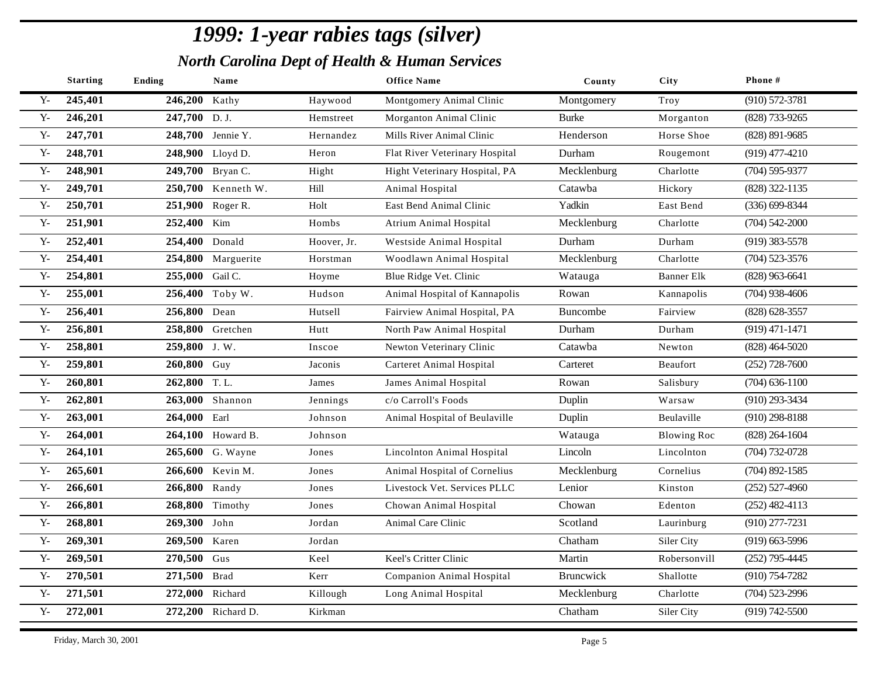# *1999: 1-year rabies tags (silver)*

## *North Carolina Dept of Health & Human Services*

| | Starting | Ending | Name | | Office Name | County | City | Phone # |
|---|---|---|---|---|---|---|---|---|
| Y- | **245,401** | **246,200** | Kathy | Haywood | Montgomery Animal Clinic | Montgomery | Troy | (910) 572-3781 |
| Y- | **246,201** | **247,700** | D. J. | Hemstreet | Morganton Animal Clinic | Burke | Morganton | (828) 733-9265 |
| Y- | **247,701** | **248,700** | Jennie Y. | Hernandez | Mills River Animal Clinic | Henderson | Horse Shoe | (828) 891-9685 |
| Y- | **248,701** | **248,900** | Lloyd D. | Heron | Flat River Veterinary Hospital | Durham | Rougemont | (919) 477-4210 |
| Y- | **248,901** | **249,700** | Bryan C. | Hight | Hight Veterinary Hospital, PA | Mecklenburg | Charlotte | (704) 595-9377 |
| Y- | **249,701** | **250,700** | Kenneth W. | Hill | Animal Hospital | Catawba | Hickory | (828) 322-1135 |
| Y- | **250,701** | **251,900** | Roger R. | Holt | East Bend Animal Clinic | Yadkin | East Bend | (336) 699-8344 |
| Y- | **251,901** | **252,400** | Kim | Hombs | Atrium Animal Hospital | Mecklenburg | Charlotte | (704) 542-2000 |
| Y- | **252,401** | **254,400** | Donald | Hoover, Jr. | Westside Animal Hospital | Durham | Durham | (919) 383-5578 |
| Y- | **254,401** | **254,800** | Marguerite | Horstman | Woodlawn Animal Hospital | Mecklenburg | Charlotte | (704) 523-3576 |
| Y- | **254,801** | **255,000** | Gail C. | Hoyme | Blue Ridge Vet. Clinic | Watauga | Banner Elk | (828) 963-6641 |
| Y- | **255,001** | **256,400** | Toby W. | Hudson | Animal Hospital of Kannapolis | Rowan | Kannapolis | (704) 938-4606 |
| Y- | **256,401** | **256,800** | Dean | Hutsell | Fairview Animal Hospital, PA | Buncombe | Fairview | (828) 628-3557 |
| Y- | **256,801** | **258,800** | Gretchen | Hutt | North Paw Animal Hospital | Durham | Durham | (919) 471-1471 |
| Y- | **258,801** | **259,800** | J. W. | Inscoe | Newton Veterinary Clinic | Catawba | Newton | (828) 464-5020 |
| Y- | **259,801** | **260,800** | Guy | Jaconis | Carteret Animal Hospital | Carteret | Beaufort | (252) 728-7600 |
| Y- | **260,801** | **262,800** | T. L. | James | James Animal Hospital | Rowan | Salisbury | (704) 636-1100 |
| Y- | **262,801** | **263,000** | Shannon | Jennings | c/o Carroll's Foods | Duplin | Warsaw | (910) 293-3434 |
| Y- | **263,001** | **264,000** | Earl | Johnson | Animal Hospital of Beulaville | Duplin | Beulaville | (910) 298-8188 |
| Y- | **264,001** | **264,100** | Howard B. | Johnson | | Watauga | Blowing Roc | (828) 264-1604 |
| Y- | **264,101** | **265,600** | G. Wayne | Jones | Lincolnton Animal Hospital | Lincoln | Lincolnton | (704) 732-0728 |
| Y- | **265,601** | **266,600** | Kevin M. | Jones | Animal Hospital of Cornelius | Mecklenburg | Cornelius | (704) 892-1585 |
| Y- | **266,601** | **266,800** | Randy | Jones | Livestock Vet. Services PLLC | Lenior | Kinston | (252) 527-4960 |
| Y- | **266,801** | **268,800** | Timothy | Jones | Chowan Animal Hospital | Chowan | Edenton | (252) 482-4113 |
| Y- | **268,801** | **269,300** | John | Jordan | Animal Care Clinic | Scotland | Laurinburg | (910) 277-7231 |
| Y- | **269,301** | **269,500** | Karen | Jordan | | Chatham | Siler City | (919) 663-5996 |
| Y- | **269,501** | **270,500** | Gus | Keel | Keel's Critter Clinic | Martin | Robersonvill | (252) 795-4445 |
| Y- | **270,501** | **271,500** | Brad | Kerr | Companion Animal Hospital | Bruncwick | Shallotte | (910) 754-7282 |
| Y- | **271,501** | **272,000** | Richard | Killough | Long Animal Hospital | Mecklenburg | Charlotte | (704) 523-2996 |
| Y- | **272,001** | **272,200** | Richard D. | Kirkman | | Chatham | Siler City | (919) 742-5500 |

Friday, March 30, 2001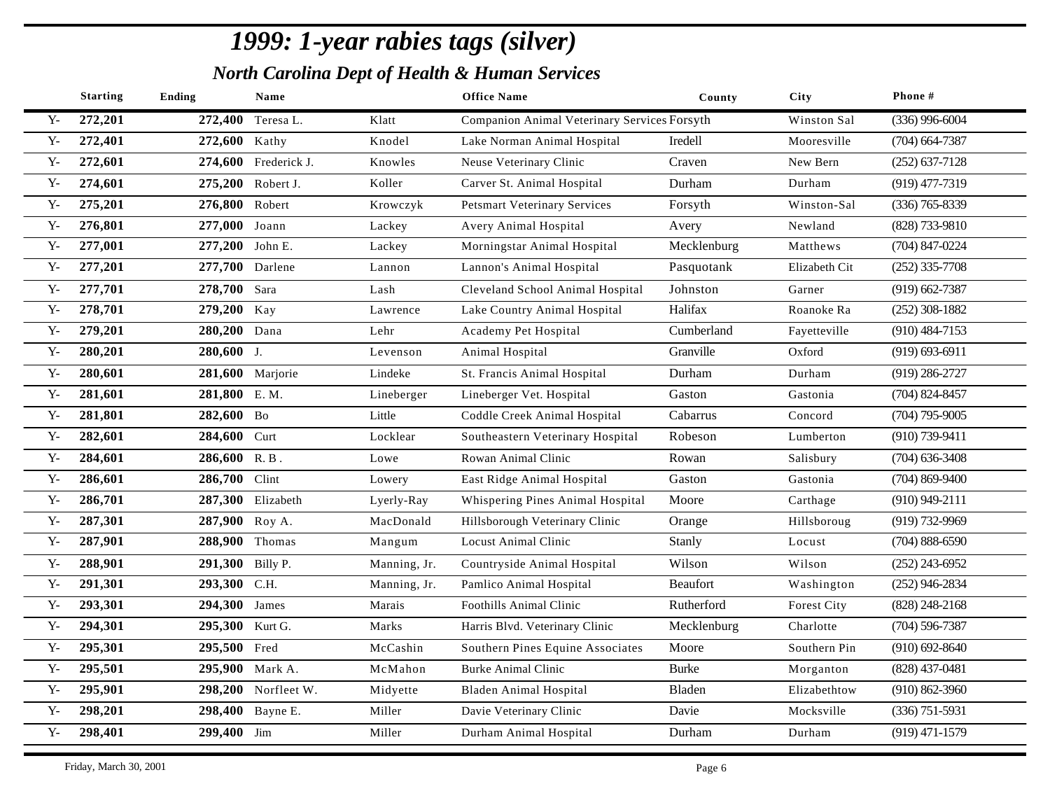# *1999: 1-year rabies tags (silver)*

## *North Carolina Dept of Health & Human Services*

| | Starting | Ending | Name | | Office Name | County | City | Phone # |
|---|---|---|---|---|---|---|---|---|
| Y- | 272,201 | 272,400 | Teresa L. | Klatt | Companion Animal Veterinary Services | Forsyth | Winston Sal | (336) 996-6004 |
| Y- | 272,401 | 272,600 | Kathy | Knodel | Lake Norman Animal Hospital | Iredell | Mooresville | (704) 664-7387 |
| Y- | 272,601 | 274,600 | Frederick J. | Knowles | Neuse Veterinary Clinic | Craven | New Bern | (252) 637-7128 |
| Y- | 274,601 | 275,200 | Robert J. | Koller | Carver St. Animal Hospital | Durham | Durham | (919) 477-7319 |
| Y- | 275,201 | 276,800 | Robert | Krowczyk | Petsmart Veterinary Services | Forsyth | Winston-Sal | (336) 765-8339 |
| Y- | 276,801 | 277,000 | Joann | Lackey | Avery Animal Hospital | Avery | Newland | (828) 733-9810 |
| Y- | 277,001 | 277,200 | John E. | Lackey | Morningstar Animal Hospital | Mecklenburg | Matthews | (704) 847-0224 |
| Y- | 277,201 | 277,700 | Darlene | Lannon | Lannon's Animal Hospital | Pasquotank | Elizabeth Cit | (252) 335-7708 |
| Y- | 277,701 | 278,700 | Sara | Lash | Cleveland School Animal Hospital | Johnston | Garner | (919) 662-7387 |
| Y- | 278,701 | 279,200 | Kay | Lawrence | Lake Country Animal Hospital | Halifax | Roanoke Ra | (252) 308-1882 |
| Y- | 279,201 | 280,200 | Dana | Lehr | Academy Pet Hospital | Cumberland | Fayetteville | (910) 484-7153 |
| Y- | 280,201 | 280,600 | J. | Levenson | Animal Hospital | Granville | Oxford | (919) 693-6911 |
| Y- | 280,601 | 281,600 | Marjorie | Lindeke | St. Francis Animal Hospital | Durham | Durham | (919) 286-2727 |
| Y- | 281,601 | 281,800 | E. M. | Lineberger | Lineberger Vet. Hospital | Gaston | Gastonia | (704) 824-8457 |
| Y- | 281,801 | 282,600 | Bo | Little | Coddle Creek Animal Hospital | Cabarrus | Concord | (704) 795-9005 |
| Y- | 282,601 | 284,600 | Curt | Locklear | Southeastern Veterinary Hospital | Robeson | Lumberton | (910) 739-9411 |
| Y- | 284,601 | 286,600 | R. B . | Lowe | Rowan Animal Clinic | Rowan | Salisbury | (704) 636-3408 |
| Y- | 286,601 | 286,700 | Clint | Lowery | East Ridge Animal Hospital | Gaston | Gastonia | (704) 869-9400 |
| Y- | 286,701 | 287,300 | Elizabeth | Lyerly-Ray | Whispering Pines Animal Hospital | Moore | Carthage | (910) 949-2111 |
| Y- | 287,301 | 287,900 | Roy A. | MacDonald | Hillsborough Veterinary Clinic | Orange | Hillsboroug | (919) 732-9969 |
| Y- | 287,901 | 288,900 | Thomas | Mangum | Locust Animal Clinic | Stanly | Locust | (704) 888-6590 |
| Y- | 288,901 | 291,300 | Billy P. | Manning, Jr. | Countryside Animal Hospital | Wilson | Wilson | (252) 243-6952 |
| Y- | 291,301 | 293,300 | C.H. | Manning, Jr. | Pamlico Animal Hospital | Beaufort | Washington | (252) 946-2834 |
| Y- | 293,301 | 294,300 | James | Marais | Foothills Animal Clinic | Rutherford | Forest City | (828) 248-2168 |
| Y- | 294,301 | 295,300 | Kurt G. | Marks | Harris Blvd. Veterinary Clinic | Mecklenburg | Charlotte | (704) 596-7387 |
| Y- | 295,301 | 295,500 | Fred | McCashin | Southern Pines Equine Associates | Moore | Southern Pin | (910) 692-8640 |
| Y- | 295,501 | 295,900 | Mark A. | McMahon | Burke Animal Clinic | Burke | Morganton | (828) 437-0481 |
| Y- | 295,901 | 298,200 | Norfleet W. | Midyette | Bladen Animal Hospital | Bladen | Elizabethtow | (910) 862-3960 |
| Y- | 298,201 | 298,400 | Bayne E. | Miller | Davie Veterinary Clinic | Davie | Mocksville | (336) 751-5931 |
| Y- | 298,401 | 299,400 | Jim | Miller | Durham Animal Hospital | Durham | Durham | (919) 471-1579 |

Friday, March 30, 2001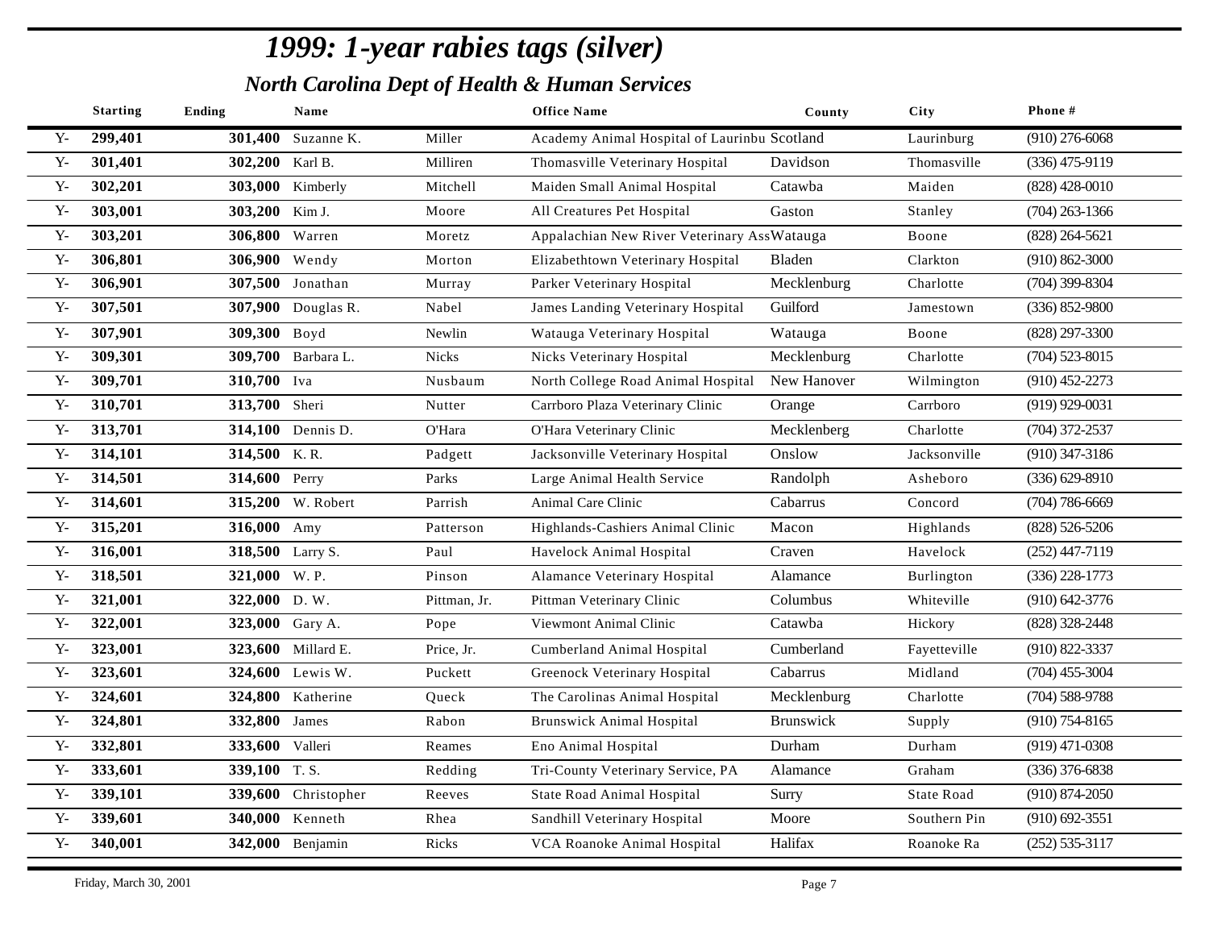# *1999: 1-year rabies tags (silver)*

## *North Carolina Dept of Health & Human Services*

| | Starting | Ending | Name | | Office Name | County | City | Phone # |
|---|---|---|---|---|---|---|---|---|
| Y- | **299,401** | **301,400** | Suzanne K. | Miller | Academy Animal Hospital of Laurinbu | Scotland | Laurinburg | (910) 276-6068 |
| Y- | **301,401** | **302,200** | Karl B. | Milliren | Thomasville Veterinary Hospital | Davidson | Thomasville | (336) 475-9119 |
| Y- | **302,201** | **303,000** | Kimberly | Mitchell | Maiden Small Animal Hospital | Catawba | Maiden | (828) 428-0010 |
| Y- | **303,001** | **303,200** | Kim J. | Moore | All Creatures Pet Hospital | Gaston | Stanley | (704) 263-1366 |
| Y- | **303,201** | **306,800** | Warren | Moretz | Appalachian New River Veterinary Ass | Watauga | Boone | (828) 264-5621 |
| Y- | **306,801** | **306,900** | Wendy | Morton | Elizabethtown Veterinary Hospital | Bladen | Clarkton | (910) 862-3000 |
| Y- | **306,901** | **307,500** | Jonathan | Murray | Parker Veterinary Hospital | Mecklenburg | Charlotte | (704) 399-8304 |
| Y- | **307,501** | **307,900** | Douglas R. | Nabel | James Landing Veterinary Hospital | Guilford | Jamestown | (336) 852-9800 |
| Y- | **307,901** | **309,300** | Boyd | Newlin | Watauga Veterinary Hospital | Watauga | Boone | (828) 297-3300 |
| Y- | **309,301** | **309,700** | Barbara L. | Nicks | Nicks Veterinary Hospital | Mecklenburg | Charlotte | (704) 523-8015 |
| Y- | **309,701** | **310,700** | Iva | Nusbaum | North College Road Animal Hospital | New Hanover | Wilmington | (910) 452-2273 |
| Y- | **310,701** | **313,700** | Sheri | Nutter | Carrboro Plaza Veterinary Clinic | Orange | Carrboro | (919) 929-0031 |
| Y- | **313,701** | **314,100** | Dennis D. | O'Hara | O'Hara Veterinary Clinic | Mecklenberg | Charlotte | (704) 372-2537 |
| Y- | **314,101** | **314,500** | K. R. | Padgett | Jacksonville Veterinary Hospital | Onslow | Jacksonville | (910) 347-3186 |
| Y- | **314,501** | **314,600** | Perry | Parks | Large Animal Health Service | Randolph | Asheboro | (336) 629-8910 |
| Y- | **314,601** | **315,200** | W. Robert | Parrish | Animal Care Clinic | Cabarrus | Concord | (704) 786-6669 |
| Y- | **315,201** | **316,000** | Amy | Patterson | Highlands-Cashiers Animal Clinic | Macon | Highlands | (828) 526-5206 |
| Y- | **316,001** | **318,500** | Larry S. | Paul | Havelock Animal Hospital | Craven | Havelock | (252) 447-7119 |
| Y- | **318,501** | **321,000** | W. P. | Pinson | Alamance Veterinary Hospital | Alamance | Burlington | (336) 228-1773 |
| Y- | **321,001** | **322,000** | D. W. | Pittman, Jr. | Pittman Veterinary Clinic | Columbus | Whiteville | (910) 642-3776 |
| Y- | **322,001** | **323,000** | Gary A. | Pope | Viewmont Animal Clinic | Catawba | Hickory | (828) 328-2448 |
| Y- | **323,001** | **323,600** | Millard E. | Price, Jr. | Cumberland Animal Hospital | Cumberland | Fayetteville | (910) 822-3337 |
| Y- | **323,601** | **324,600** | Lewis W. | Puckett | Greenock Veterinary Hospital | Cabarrus | Midland | (704) 455-3004 |
| Y- | **324,601** | **324,800** | Katherine | Queck | The Carolinas Animal Hospital | Mecklenburg | Charlotte | (704) 588-9788 |
| Y- | **324,801** | **332,800** | James | Rabon | Brunswick Animal Hospital | Brunswick | Supply | (910) 754-8165 |
| Y- | **332,801** | **333,600** | Valleri | Reames | Eno Animal Hospital | Durham | Durham | (919) 471-0308 |
| Y- | **333,601** | **339,100** | T. S. | Redding | Tri-County Veterinary Service, PA | Alamance | Graham | (336) 376-6838 |
| Y- | **339,101** | **339,600** | Christopher | Reeves | State Road Animal Hospital | Surry | State Road | (910) 874-2050 |
| Y- | **339,601** | **340,000** | Kenneth | Rhea | Sandhill Veterinary Hospital | Moore | Southern Pin | (910) 692-3551 |
| Y- | **340,001** | **342,000** | Benjamin | Ricks | VCA Roanoke Animal Hospital | Halifax | Roanoke Ra | (252) 535-3117 |

Friday, March 30, 2001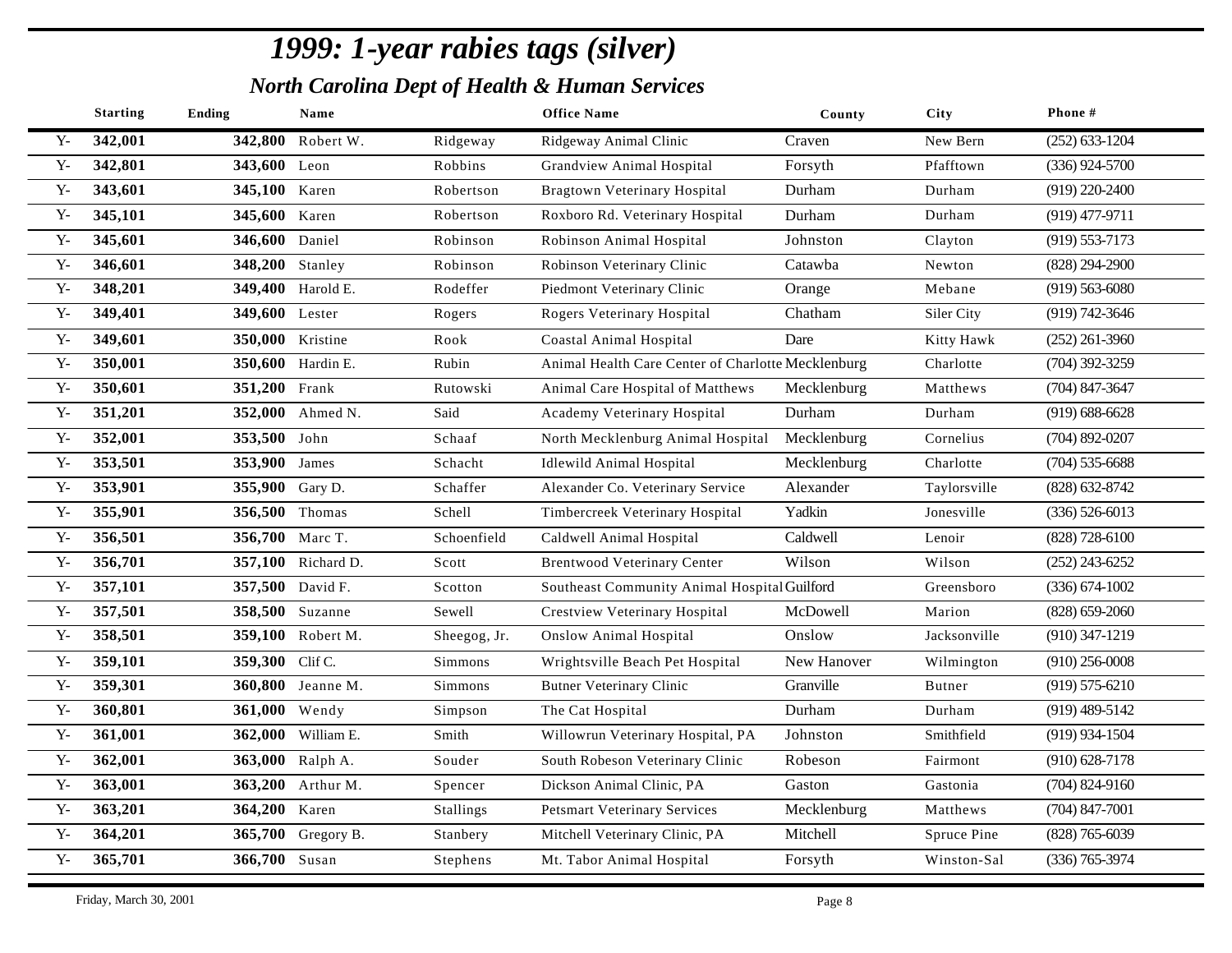# 1999: 1-year rabies tags (silver)

## North Carolina Dept of Health & Human Services

| | Starting | Ending | Name | | Office Name | County | City | Phone # |
|---|---|---|---|---|---|---|---|---|
| Y- | 342,001 | 342,800 | Robert W. | Ridgeway | Ridgeway Animal Clinic | Craven | New Bern | (252) 633-1204 |
| Y- | 342,801 | 343,600 | Leon | Robbins | Grandview Animal Hospital | Forsyth | Pfafftown | (336) 924-5700 |
| Y- | 343,601 | 345,100 | Karen | Robertson | Bragtown Veterinary Hospital | Durham | Durham | (919) 220-2400 |
| Y- | 345,101 | 345,600 | Karen | Robertson | Roxboro Rd. Veterinary Hospital | Durham | Durham | (919) 477-9711 |
| Y- | 345,601 | 346,600 | Daniel | Robinson | Robinson Animal Hospital | Johnston | Clayton | (919) 553-7173 |
| Y- | 346,601 | 348,200 | Stanley | Robinson | Robinson Veterinary Clinic | Catawba | Newton | (828) 294-2900 |
| Y- | 348,201 | 349,400 | Harold E. | Rodeffer | Piedmont Veterinary Clinic | Orange | Mebane | (919) 563-6080 |
| Y- | 349,401 | 349,600 | Lester | Rogers | Rogers Veterinary Hospital | Chatham | Siler City | (919) 742-3646 |
| Y- | 349,601 | 350,000 | Kristine | Rook | Coastal Animal Hospital | Dare | Kitty Hawk | (252) 261-3960 |
| Y- | 350,001 | 350,600 | Hardin E. | Rubin | Animal Health Care Center of Charlotte | Mecklenburg | Charlotte | (704) 392-3259 |
| Y- | 350,601 | 351,200 | Frank | Rutowski | Animal Care Hospital of Matthews | Mecklenburg | Matthews | (704) 847-3647 |
| Y- | 351,201 | 352,000 | Ahmed N. | Said | Academy Veterinary Hospital | Durham | Durham | (919) 688-6628 |
| Y- | 352,001 | 353,500 | John | Schaaf | North Mecklenburg Animal Hospital | Mecklenburg | Cornelius | (704) 892-0207 |
| Y- | 353,501 | 353,900 | James | Schacht | Idlewild Animal Hospital | Mecklenburg | Charlotte | (704) 535-6688 |
| Y- | 353,901 | 355,900 | Gary D. | Schaffer | Alexander Co. Veterinary Service | Alexander | Taylorsville | (828) 632-8742 |
| Y- | 355,901 | 356,500 | Thomas | Schell | Timbercreek Veterinary Hospital | Yadkin | Jonesville | (336) 526-6013 |
| Y- | 356,501 | 356,700 | Marc T. | Schoenfield | Caldwell Animal Hospital | Caldwell | Lenoir | (828) 728-6100 |
| Y- | 356,701 | 357,100 | Richard D. | Scott | Brentwood Veterinary Center | Wilson | Wilson | (252) 243-6252 |
| Y- | 357,101 | 357,500 | David F. | Scotton | Southeast Community Animal Hospital | Guilford | Greensboro | (336) 674-1002 |
| Y- | 357,501 | 358,500 | Suzanne | Sewell | Crestview Veterinary Hospital | McDowell | Marion | (828) 659-2060 |
| Y- | 358,501 | 359,100 | Robert M. | Sheegog, Jr. | Onslow Animal Hospital | Onslow | Jacksonville | (910) 347-1219 |
| Y- | 359,101 | 359,300 | Clif C. | Simmons | Wrightsville Beach Pet Hospital | New Hanover | Wilmington | (910) 256-0008 |
| Y- | 359,301 | 360,800 | Jeanne M. | Simmons | Butner Veterinary Clinic | Granville | Butner | (919) 575-6210 |
| Y- | 360,801 | 361,000 | Wendy | Simpson | The Cat Hospital | Durham | Durham | (919) 489-5142 |
| Y- | 361,001 | 362,000 | William E. | Smith | Willowrun Veterinary Hospital, PA | Johnston | Smithfield | (919) 934-1504 |
| Y- | 362,001 | 363,000 | Ralph A. | Souder | South Robeson Veterinary Clinic | Robeson | Fairmont | (910) 628-7178 |
| Y- | 363,001 | 363,200 | Arthur M. | Spencer | Dickson Animal Clinic, PA | Gaston | Gastonia | (704) 824-9160 |
| Y- | 363,201 | 364,200 | Karen | Stallings | Petsmart Veterinary Services | Mecklenburg | Matthews | (704) 847-7001 |
| Y- | 364,201 | 365,700 | Gregory B. | Stanbery | Mitchell Veterinary Clinic, PA | Mitchell | Spruce Pine | (828) 765-6039 |
| Y- | 365,701 | 366,700 | Susan | Stephens | Mt. Tabor Animal Hospital | Forsyth | Winston-Sal | (336) 765-3974 |

Friday, March 30, 2001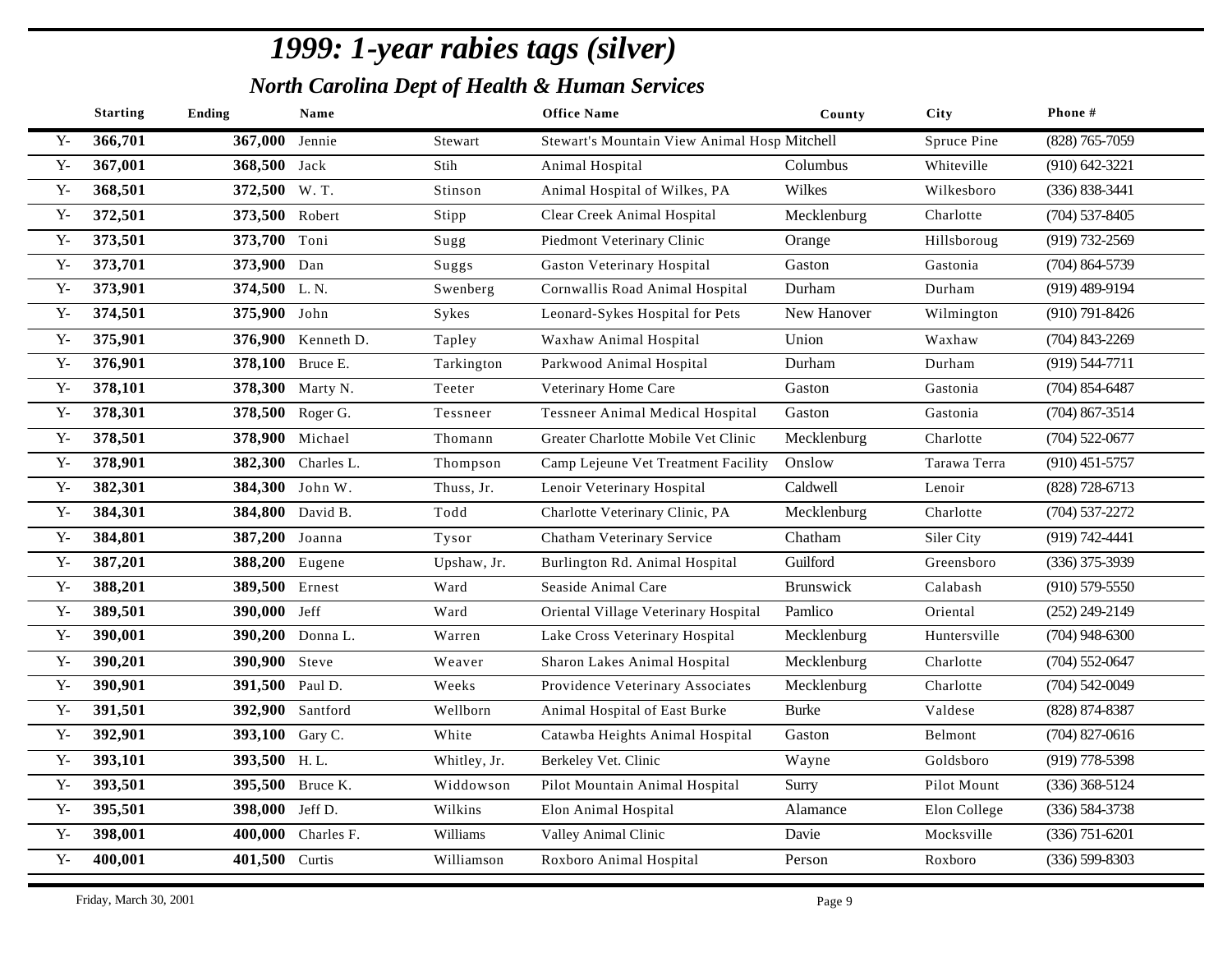# *1999: 1-year rabies tags (silver)*

## *North Carolina Dept of Health & Human Services*

| | Starting | Ending | Name | | Office Name | County | City | Phone # |
|---|---|---|---|---|---|---|---|---|
| Y- | **366,701** | **367,000** | Jennie | Stewart | Stewart's Mountain View Animal Hosp | Mitchell | Spruce Pine | (828) 765-7059 |
| Y- | **367,001** | **368,500** | Jack | Stih | Animal Hospital | Columbus | Whiteville | (910) 642-3221 |
| Y- | **368,501** | **372,500** | W. T. | Stinson | Animal Hospital of Wilkes, PA | Wilkes | Wilkesboro | (336) 838-3441 |
| Y- | **372,501** | **373,500** | Robert | Stipp | Clear Creek Animal Hospital | Mecklenburg | Charlotte | (704) 537-8405 |
| Y- | **373,501** | **373,700** | Toni | Sugg | Piedmont Veterinary Clinic | Orange | Hillsboroug | (919) 732-2569 |
| Y- | **373,701** | **373,900** | Dan | Suggs | Gaston Veterinary Hospital | Gaston | Gastonia | (704) 864-5739 |
| Y- | **373,901** | **374,500** | L. N. | Swenberg | Cornwallis Road Animal Hospital | Durham | Durham | (919) 489-9194 |
| Y- | **374,501** | **375,900** | John | Sykes | Leonard-Sykes Hospital for Pets | New Hanover | Wilmington | (910) 791-8426 |
| Y- | **375,901** | **376,900** | Kenneth D. | Tapley | Waxhaw Animal Hospital | Union | Waxhaw | (704) 843-2269 |
| Y- | **376,901** | **378,100** | Bruce E. | Tarkington | Parkwood Animal Hospital | Durham | Durham | (919) 544-7711 |
| Y- | **378,101** | **378,300** | Marty N. | Teeter | Veterinary Home Care | Gaston | Gastonia | (704) 854-6487 |
| Y- | **378,301** | **378,500** | Roger G. | Tessneer | Tessneer Animal Medical Hospital | Gaston | Gastonia | (704) 867-3514 |
| Y- | **378,501** | **378,900** | Michael | Thomann | Greater Charlotte Mobile Vet Clinic | Mecklenburg | Charlotte | (704) 522-0677 |
| Y- | **378,901** | **382,300** | Charles L. | Thompson | Camp Lejeune Vet Treatment Facility | Onslow | Tarawa Terra | (910) 451-5757 |
| Y- | **382,301** | **384,300** | John W. | Thuss, Jr. | Lenoir Veterinary Hospital | Caldwell | Lenoir | (828) 728-6713 |
| Y- | **384,301** | **384,800** | David B. | Todd | Charlotte Veterinary Clinic, PA | Mecklenburg | Charlotte | (704) 537-2272 |
| Y- | **384,801** | **387,200** | Joanna | Tysor | Chatham Veterinary Service | Chatham | Siler City | (919) 742-4441 |
| Y- | **387,201** | **388,200** | Eugene | Upshaw, Jr. | Burlington Rd. Animal Hospital | Guilford | Greensboro | (336) 375-3939 |
| Y- | **388,201** | **389,500** | Ernest | Ward | Seaside Animal Care | Brunswick | Calabash | (910) 579-5550 |
| Y- | **389,501** | **390,000** | Jeff | Ward | Oriental Village Veterinary Hospital | Pamlico | Oriental | (252) 249-2149 |
| Y- | **390,001** | **390,200** | Donna L. | Warren | Lake Cross Veterinary Hospital | Mecklenburg | Huntersville | (704) 948-6300 |
| Y- | **390,201** | **390,900** | Steve | Weaver | Sharon Lakes Animal Hospital | Mecklenburg | Charlotte | (704) 552-0647 |
| Y- | **390,901** | **391,500** | Paul D. | Weeks | Providence Veterinary Associates | Mecklenburg | Charlotte | (704) 542-0049 |
| Y- | **391,501** | **392,900** | Santford | Wellborn | Animal Hospital of East Burke | Burke | Valdese | (828) 874-8387 |
| Y- | **392,901** | **393,100** | Gary C. | White | Catawba Heights Animal Hospital | Gaston | Belmont | (704) 827-0616 |
| Y- | **393,101** | **393,500** | H. L. | Whitley, Jr. | Berkeley Vet. Clinic | Wayne | Goldsboro | (919) 778-5398 |
| Y- | **393,501** | **395,500** | Bruce K. | Widdowson | Pilot Mountain Animal Hospital | Surry | Pilot Mount | (336) 368-5124 |
| Y- | **395,501** | **398,000** | Jeff D. | Wilkins | Elon Animal Hospital | Alamance | Elon College | (336) 584-3738 |
| Y- | **398,001** | **400,000** | Charles F. | Williams | Valley Animal Clinic | Davie | Mocksville | (336) 751-6201 |
| Y- | **400,001** | **401,500** | Curtis | Williamson | Roxboro Animal Hospital | Person | Roxboro | (336) 599-8303 |

Friday, March 30, 2001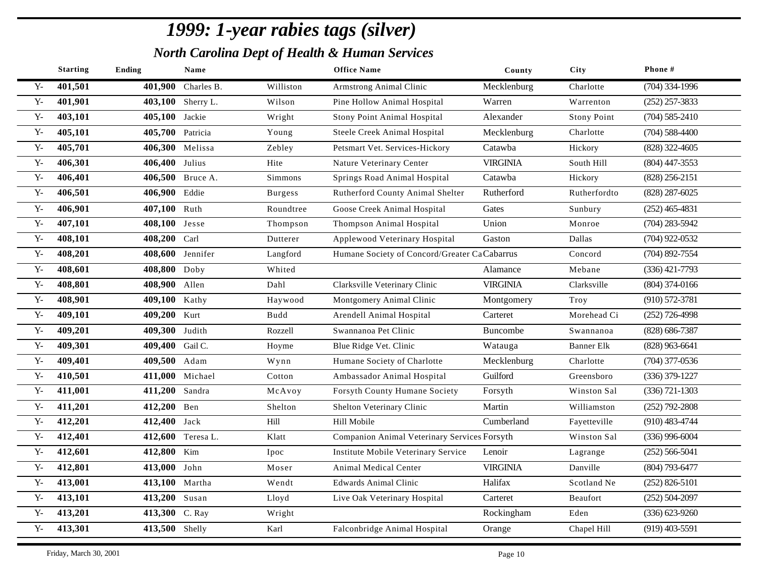# 1999: 1-year rabies tags (silver)

## North Carolina Dept of Health & Human Services

| | Starting | Ending | Name | | Office Name | County | City | Phone # |
|---|---|---|---|---|---|---|---|---|
| Y- | **401,501** | **401,900** | Charles B. | Williston | Armstrong Animal Clinic | Mecklenburg | Charlotte | (704) 334-1996 |
| Y- | **401,901** | **403,100** | Sherry L. | Wilson | Pine Hollow Animal Hospital | Warren | Warrenton | (252) 257-3833 |
| Y- | **403,101** | **405,100** | Jackie | Wright | Stony Point Animal Hospital | Alexander | Stony Point | (704) 585-2410 |
| Y- | **405,101** | **405,700** | Patricia | Young | Steele Creek Animal Hospital | Mecklenburg | Charlotte | (704) 588-4400 |
| Y- | **405,701** | **406,300** | Melissa | Zebley | Petsmart Vet. Services-Hickory | Catawba | Hickory | (828) 322-4605 |
| Y- | **406,301** | **406,400** | Julius | Hite | Nature Veterinary Center | VIRGINIA | South Hill | (804) 447-3553 |
| Y- | **406,401** | **406,500** | Bruce A. | Simmons | Springs Road Animal Hospital | Catawba | Hickory | (828) 256-2151 |
| Y- | **406,501** | **406,900** | Eddie | Burgess | Rutherford County Animal Shelter | Rutherford | Rutherfordto | (828) 287-6025 |
| Y- | **406,901** | **407,100** | Ruth | Roundtree | Goose Creek Animal Hospital | Gates | Sunbury | (252) 465-4831 |
| Y- | **407,101** | **408,100** | Jesse | Thompson | Thompson Animal Hospital | Union | Monroe | (704) 283-5942 |
| Y- | **408,101** | **408,200** | Carl | Dutterer | Applewood Veterinary Hospital | Gaston | Dallas | (704) 922-0532 |
| Y- | **408,201** | **408,600** | Jennifer | Langford | Humane Society of Concord/Greater Ca | Cabarrus | Concord | (704) 892-7554 |
| Y- | **408,601** | **408,800** | Doby | Whited | | Alamance | Mebane | (336) 421-7793 |
| Y- | **408,801** | **408,900** | Allen | Dahl | Clarksville Veterinary Clinic | VIRGINIA | Clarksville | (804) 374-0166 |
| Y- | **408,901** | **409,100** | Kathy | Haywood | Montgomery Animal Clinic | Montgomery | Troy | (910) 572-3781 |
| Y- | **409,101** | **409,200** | Kurt | Budd | Arendell Animal Hospital | Carteret | Morehead Ci | (252) 726-4998 |
| Y- | **409,201** | **409,300** | Judith | Rozzell | Swannanoa Pet Clinic | Buncombe | Swannanoa | (828) 686-7387 |
| Y- | **409,301** | **409,400** | Gail C. | Hoyme | Blue Ridge Vet. Clinic | Watauga | Banner Elk | (828) 963-6641 |
| Y- | **409,401** | **409,500** | Adam | Wynn | Humane Society of Charlotte | Mecklenburg | Charlotte | (704) 377-0536 |
| Y- | **410,501** | **411,000** | Michael | Cotton | Ambassador Animal Hospital | Guilford | Greensboro | (336) 379-1227 |
| Y- | **411,001** | **411,200** | Sandra | McAvoy | Forsyth County Humane Society | Forsyth | Winston Sal | (336) 721-1303 |
| Y- | **411,201** | **412,200** | Ben | Shelton | Shelton Veterinary Clinic | Martin | Williamston | (252) 792-2808 |
| Y- | **412,201** | **412,400** | Jack | Hill | Hill Mobile | Cumberland | Fayetteville | (910) 483-4744 |
| Y- | **412,401** | **412,600** | Teresa L. | Klatt | Companion Animal Veterinary Services | Forsyth | Winston Sal | (336) 996-6004 |
| Y- | **412,601** | **412,800** | Kim | Ipoc | Institute Mobile Veterinary Service | Lenoir | Lagrange | (252) 566-5041 |
| Y- | **412,801** | **413,000** | John | Moser | Animal Medical Center | VIRGINIA | Danville | (804) 793-6477 |
| Y- | **413,001** | **413,100** | Martha | Wendt | Edwards Animal Clinic | Halifax | Scotland Ne | (252) 826-5101 |
| Y- | **413,101** | **413,200** | Susan | Lloyd | Live Oak Veterinary Hospital | Carteret | Beaufort | (252) 504-2097 |
| Y- | **413,201** | **413,300** | C. Ray | Wright | | Rockingham | Eden | (336) 623-9260 |
| Y- | **413,301** | **413,500** | Shelly | Karl | Falconbridge Animal Hospital | Orange | Chapel Hill | (919) 403-5591 |

Friday, March 30, 2001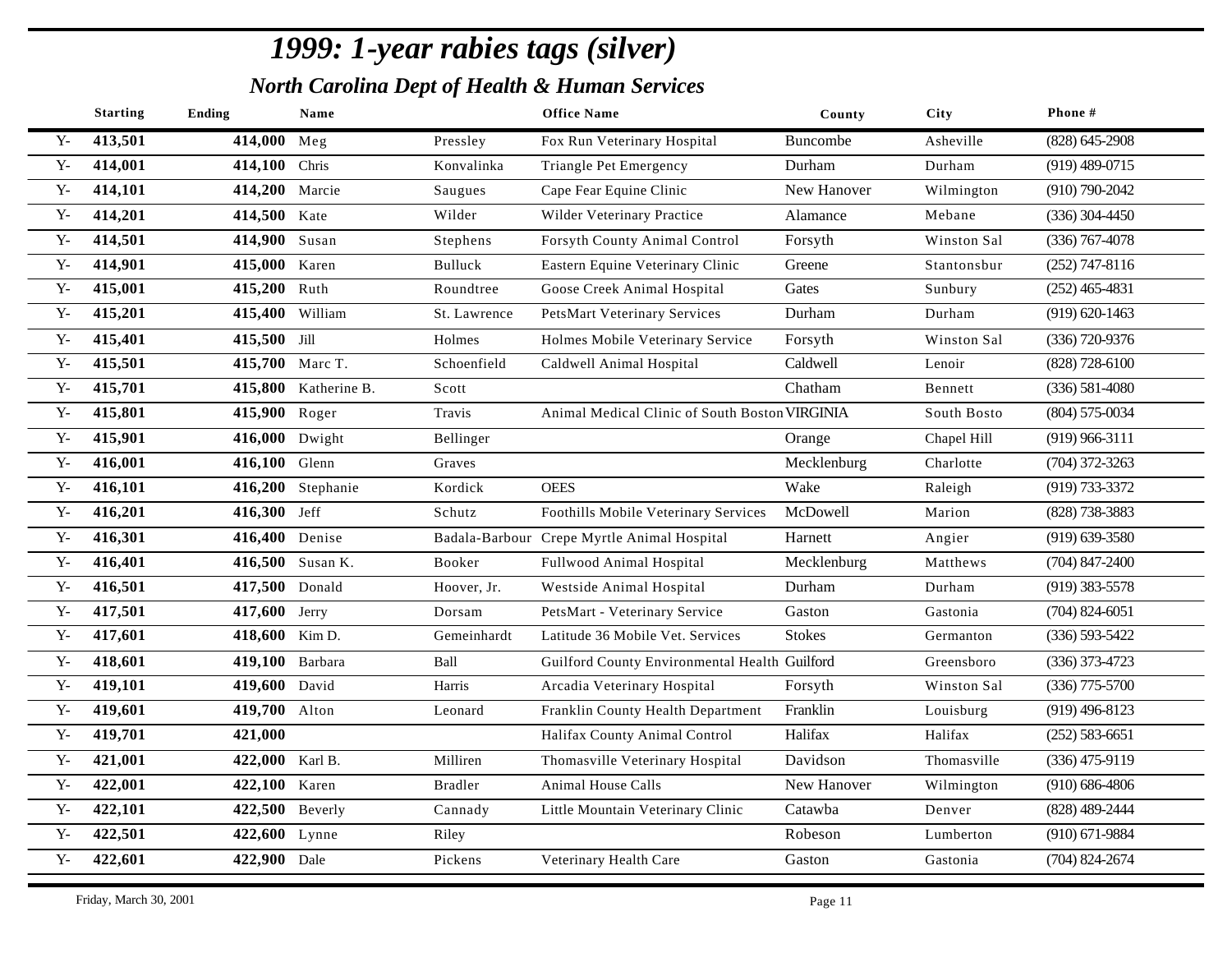# 1999: 1-year rabies tags (silver)

## North Carolina Dept of Health & Human Services

| | Starting | Ending | Name | | Office Name | County | City | Phone # |
|---|---|---|---|---|---|---|---|---|
| Y- | 413,501 | 414,000 | Meg | Pressley | Fox Run Veterinary Hospital | Buncombe | Asheville | (828) 645-2908 |
| Y- | 414,001 | 414,100 | Chris | Konvalinka | Triangle Pet Emergency | Durham | Durham | (919) 489-0715 |
| Y- | 414,101 | 414,200 | Marcie | Saugues | Cape Fear Equine Clinic | New Hanover | Wilmington | (910) 790-2042 |
| Y- | 414,201 | 414,500 | Kate | Wilder | Wilder Veterinary Practice | Alamance | Mebane | (336) 304-4450 |
| Y- | 414,501 | 414,900 | Susan | Stephens | Forsyth County Animal Control | Forsyth | Winston Sal | (336) 767-4078 |
| Y- | 414,901 | 415,000 | Karen | Bulluck | Eastern Equine Veterinary Clinic | Greene | Stantonsbur | (252) 747-8116 |
| Y- | 415,001 | 415,200 | Ruth | Roundtree | Goose Creek Animal Hospital | Gates | Sunbury | (252) 465-4831 |
| Y- | 415,201 | 415,400 | William | St. Lawrence | PetsMart Veterinary Services | Durham | Durham | (919) 620-1463 |
| Y- | 415,401 | 415,500 | Jill | Holmes | Holmes Mobile Veterinary Service | Forsyth | Winston Sal | (336) 720-9376 |
| Y- | 415,501 | 415,700 | Marc T. | Schoenfield | Caldwell Animal Hospital | Caldwell | Lenoir | (828) 728-6100 |
| Y- | 415,701 | 415,800 | Katherine B. | Scott | | Chatham | Bennett | (336) 581-4080 |
| Y- | 415,801 | 415,900 | Roger | Travis | Animal Medical Clinic of South Boston | VIRGINIA | South Bosto | (804) 575-0034 |
| Y- | 415,901 | 416,000 | Dwight | Bellinger | | Orange | Chapel Hill | (919) 966-3111 |
| Y- | 416,001 | 416,100 | Glenn | Graves | | Mecklenburg | Charlotte | (704) 372-3263 |
| Y- | 416,101 | 416,200 | Stephanie | Kordick | OEES | Wake | Raleigh | (919) 733-3372 |
| Y- | 416,201 | 416,300 | Jeff | Schutz | Foothills Mobile Veterinary Services | McDowell | Marion | (828) 738-3883 |
| Y- | 416,301 | 416,400 | Denise | Badala-Barbour | Crepe Myrtle Animal Hospital | Harnett | Angier | (919) 639-3580 |
| Y- | 416,401 | 416,500 | Susan K. | Booker | Fullwood Animal Hospital | Mecklenburg | Matthews | (704) 847-2400 |
| Y- | 416,501 | 417,500 | Donald | Hoover, Jr. | Westside Animal Hospital | Durham | Durham | (919) 383-5578 |
| Y- | 417,501 | 417,600 | Jerry | Dorsam | PetsMart - Veterinary Service | Gaston | Gastonia | (704) 824-6051 |
| Y- | 417,601 | 418,600 | Kim D. | Gemeinhardt | Latitude 36 Mobile Vet. Services | Stokes | Germanton | (336) 593-5422 |
| Y- | 418,601 | 419,100 | Barbara | Ball | Guilford County Environmental Health | Guilford | Greensboro | (336) 373-4723 |
| Y- | 419,101 | 419,600 | David | Harris | Arcadia Veterinary Hospital | Forsyth | Winston Sal | (336) 775-5700 |
| Y- | 419,601 | 419,700 | Alton | Leonard | Franklin County Health Department | Franklin | Louisburg | (919) 496-8123 |
| Y- | 419,701 | 421,000 | | | Halifax County Animal Control | Halifax | Halifax | (252) 583-6651 |
| Y- | 421,001 | 422,000 | Karl B. | Milliren | Thomasville Veterinary Hospital | Davidson | Thomasville | (336) 475-9119 |
| Y- | 422,001 | 422,100 | Karen | Bradler | Animal House Calls | New Hanover | Wilmington | (910) 686-4806 |
| Y- | 422,101 | 422,500 | Beverly | Cannady | Little Mountain Veterinary Clinic | Catawba | Denver | (828) 489-2444 |
| Y- | 422,501 | 422,600 | Lynne | Riley | | Robeson | Lumberton | (910) 671-9884 |
| Y- | 422,601 | 422,900 | Dale | Pickens | Veterinary Health Care | Gaston | Gastonia | (704) 824-2674 |

Friday, March 30, 2001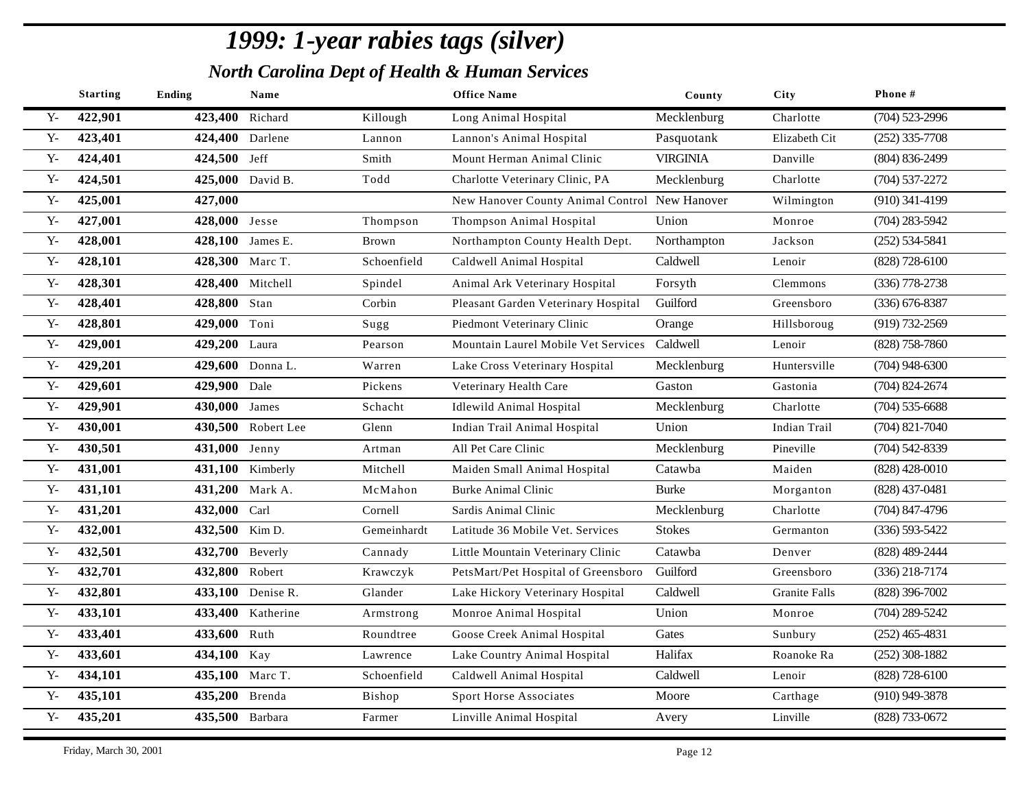# 1999: 1-year rabies tags (silver)

## North Carolina Dept of Health & Human Services

| | Starting | Ending | Name | | Office Name | County | City | Phone # |
|---|---|---|---|---|---|---|---|---|
| Y- | 422,901 | 423,400 | Richard | Killough | Long Animal Hospital | Mecklenburg | Charlotte | (704) 523-2996 |
| Y- | 423,401 | 424,400 | Darlene | Lannon | Lannon's Animal Hospital | Pasquotank | Elizabeth Cit | (252) 335-7708 |
| Y- | 424,401 | 424,500 | Jeff | Smith | Mount Herman Animal Clinic | VIRGINIA | Danville | (804) 836-2499 |
| Y- | 424,501 | 425,000 | David B. | Todd | Charlotte Veterinary Clinic, PA | Mecklenburg | Charlotte | (704) 537-2272 |
| Y- | 425,001 | 427,000 | | | New Hanover County Animal Control | New Hanover | Wilmington | (910) 341-4199 |
| Y- | 427,001 | 428,000 | Jesse | Thompson | Thompson Animal Hospital | Union | Monroe | (704) 283-5942 |
| Y- | 428,001 | 428,100 | James E. | Brown | Northampton County Health Dept. | Northampton | Jackson | (252) 534-5841 |
| Y- | 428,101 | 428,300 | Marc T. | Schoenfield | Caldwell Animal Hospital | Caldwell | Lenoir | (828) 728-6100 |
| Y- | 428,301 | 428,400 | Mitchell | Spindel | Animal Ark Veterinary Hospital | Forsyth | Clemmons | (336) 778-2738 |
| Y- | 428,401 | 428,800 | Stan | Corbin | Pleasant Garden Veterinary Hospital | Guilford | Greensboro | (336) 676-8387 |
| Y- | 428,801 | 429,000 | Toni | Sugg | Piedmont Veterinary Clinic | Orange | Hillsboroug | (919) 732-2569 |
| Y- | 429,001 | 429,200 | Laura | Pearson | Mountain Laurel Mobile Vet Services | Caldwell | Lenoir | (828) 758-7860 |
| Y- | 429,201 | 429,600 | Donna L. | Warren | Lake Cross Veterinary Hospital | Mecklenburg | Huntersville | (704) 948-6300 |
| Y- | 429,601 | 429,900 | Dale | Pickens | Veterinary Health Care | Gaston | Gastonia | (704) 824-2674 |
| Y- | 429,901 | 430,000 | James | Schacht | Idlewild Animal Hospital | Mecklenburg | Charlotte | (704) 535-6688 |
| Y- | 430,001 | 430,500 | Robert Lee | Glenn | Indian Trail Animal Hospital | Union | Indian Trail | (704) 821-7040 |
| Y- | 430,501 | 431,000 | Jenny | Artman | All Pet Care Clinic | Mecklenburg | Pineville | (704) 542-8339 |
| Y- | 431,001 | 431,100 | Kimberly | Mitchell | Maiden Small Animal Hospital | Catawba | Maiden | (828) 428-0010 |
| Y- | 431,101 | 431,200 | Mark A. | McMahon | Burke Animal Clinic | Burke | Morganton | (828) 437-0481 |
| Y- | 431,201 | 432,000 | Carl | Cornell | Sardis Animal Clinic | Mecklenburg | Charlotte | (704) 847-4796 |
| Y- | 432,001 | 432,500 | Kim D. | Gemeinhardt | Latitude 36 Mobile Vet. Services | Stokes | Germanton | (336) 593-5422 |
| Y- | 432,501 | 432,700 | Beverly | Cannady | Little Mountain Veterinary Clinic | Catawba | Denver | (828) 489-2444 |
| Y- | 432,701 | 432,800 | Robert | Krawczyk | PetsMart/Pet Hospital of Greensboro | Guilford | Greensboro | (336) 218-7174 |
| Y- | 432,801 | 433,100 | Denise R. | Glander | Lake Hickory Veterinary Hospital | Caldwell | Granite Falls | (828) 396-7002 |
| Y- | 433,101 | 433,400 | Katherine | Armstrong | Monroe Animal Hospital | Union | Monroe | (704) 289-5242 |
| Y- | 433,401 | 433,600 | Ruth | Roundtree | Goose Creek Animal Hospital | Gates | Sunbury | (252) 465-4831 |
| Y- | 433,601 | 434,100 | Kay | Lawrence | Lake Country Animal Hospital | Halifax | Roanoke Ra | (252) 308-1882 |
| Y- | 434,101 | 435,100 | Marc T. | Schoenfield | Caldwell Animal Hospital | Caldwell | Lenoir | (828) 728-6100 |
| Y- | 435,101 | 435,200 | Brenda | Bishop | Sport Horse Associates | Moore | Carthage | (910) 949-3878 |
| Y- | 435,201 | 435,500 | Barbara | Farmer | Linville Animal Hospital | Avery | Linville | (828) 733-0672 |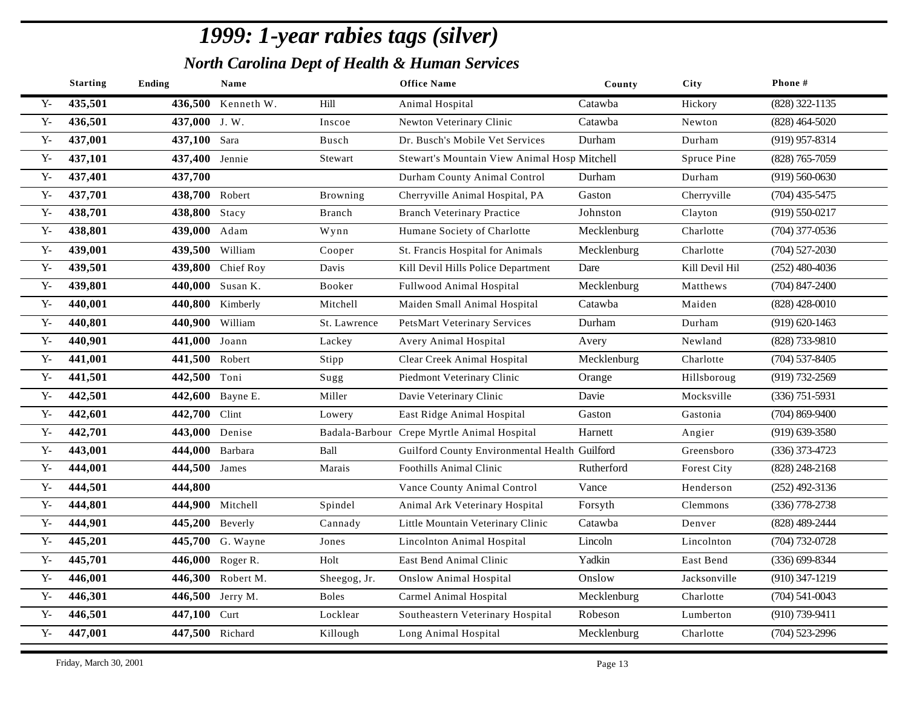# *1999: 1-year rabies tags (silver)*

## *North Carolina Dept of Health & Human Services*

| | Starting | Ending | Name | | Office Name | County | City | Phone # |
|---|---|---|---|---|---|---|---|---|
| Y- | **435,501** | **436,500** | Kenneth W. | Hill | Animal Hospital | Catawba | Hickory | (828) 322-1135 |
| Y- | **436,501** | **437,000** | J. W. | Inscoe | Newton Veterinary Clinic | Catawba | Newton | (828) 464-5020 |
| Y- | **437,001** | **437,100** | Sara | Busch | Dr. Busch's Mobile Vet Services | Durham | Durham | (919) 957-8314 |
| Y- | **437,101** | **437,400** | Jennie | Stewart | Stewart's Mountain View Animal Hosp | Mitchell | Spruce Pine | (828) 765-7059 |
| Y- | **437,401** | **437,700** | | | Durham County Animal Control | Durham | Durham | (919) 560-0630 |
| Y- | **437,701** | **438,700** | Robert | Browning | Cherryville Animal Hospital, PA | Gaston | Cherryville | (704) 435-5475 |
| Y- | **438,701** | **438,800** | Stacy | Branch | Branch Veterinary Practice | Johnston | Clayton | (919) 550-0217 |
| Y- | **438,801** | **439,000** | Adam | Wynn | Humane Society of Charlotte | Mecklenburg | Charlotte | (704) 377-0536 |
| Y- | **439,001** | **439,500** | William | Cooper | St. Francis Hospital for Animals | Mecklenburg | Charlotte | (704) 527-2030 |
| Y- | **439,501** | **439,800** | Chief Roy | Davis | Kill Devil Hills Police Department | Dare | Kill Devil Hil | (252) 480-4036 |
| Y- | **439,801** | **440,000** | Susan K. | Booker | Fullwood Animal Hospital | Mecklenburg | Matthews | (704) 847-2400 |
| Y- | **440,001** | **440,800** | Kimberly | Mitchell | Maiden Small Animal Hospital | Catawba | Maiden | (828) 428-0010 |
| Y- | **440,801** | **440,900** | William | St. Lawrence | PetsMart Veterinary Services | Durham | Durham | (919) 620-1463 |
| Y- | **440,901** | **441,000** | Joann | Lackey | Avery Animal Hospital | Avery | Newland | (828) 733-9810 |
| Y- | **441,001** | **441,500** | Robert | Stipp | Clear Creek Animal Hospital | Mecklenburg | Charlotte | (704) 537-8405 |
| Y- | **441,501** | **442,500** | Toni | Sugg | Piedmont Veterinary Clinic | Orange | Hillsboroug | (919) 732-2569 |
| Y- | **442,501** | **442,600** | Bayne E. | Miller | Davie Veterinary Clinic | Davie | Mocksville | (336) 751-5931 |
| Y- | **442,601** | **442,700** | Clint | Lowery | East Ridge Animal Hospital | Gaston | Gastonia | (704) 869-9400 |
| Y- | **442,701** | **443,000** | Denise | Badala-Barbour | Crepe Myrtle Animal Hospital | Harnett | Angier | (919) 639-3580 |
| Y- | **443,001** | **444,000** | Barbara | Ball | Guilford County Environmental Health | Guilford | Greensboro | (336) 373-4723 |
| Y- | **444,001** | **444,500** | James | Marais | Foothills Animal Clinic | Rutherford | Forest City | (828) 248-2168 |
| Y- | **444,501** | **444,800** | | | Vance County Animal Control | Vance | Henderson | (252) 492-3136 |
| Y- | **444,801** | **444,900** | Mitchell | Spindel | Animal Ark Veterinary Hospital | Forsyth | Clemmons | (336) 778-2738 |
| Y- | **444,901** | **445,200** | Beverly | Cannady | Little Mountain Veterinary Clinic | Catawba | Denver | (828) 489-2444 |
| Y- | **445,201** | **445,700** | G. Wayne | Jones | Lincolnton Animal Hospital | Lincoln | Lincolnton | (704) 732-0728 |
| Y- | **445,701** | **446,000** | Roger R. | Holt | East Bend Animal Clinic | Yadkin | East Bend | (336) 699-8344 |
| Y- | **446,001** | **446,300** | Robert M. | Sheegog, Jr. | Onslow Animal Hospital | Onslow | Jacksonville | (910) 347-1219 |
| Y- | **446,301** | **446,500** | Jerry M. | Boles | Carmel Animal Hospital | Mecklenburg | Charlotte | (704) 541-0043 |
| Y- | **446,501** | **447,100** | Curt | Locklear | Southeastern Veterinary Hospital | Robeson | Lumberton | (910) 739-9411 |
| Y- | **447,001** | **447,500** | Richard | Killough | Long Animal Hospital | Mecklenburg | Charlotte | (704) 523-2996 |

Friday, March 30, 2001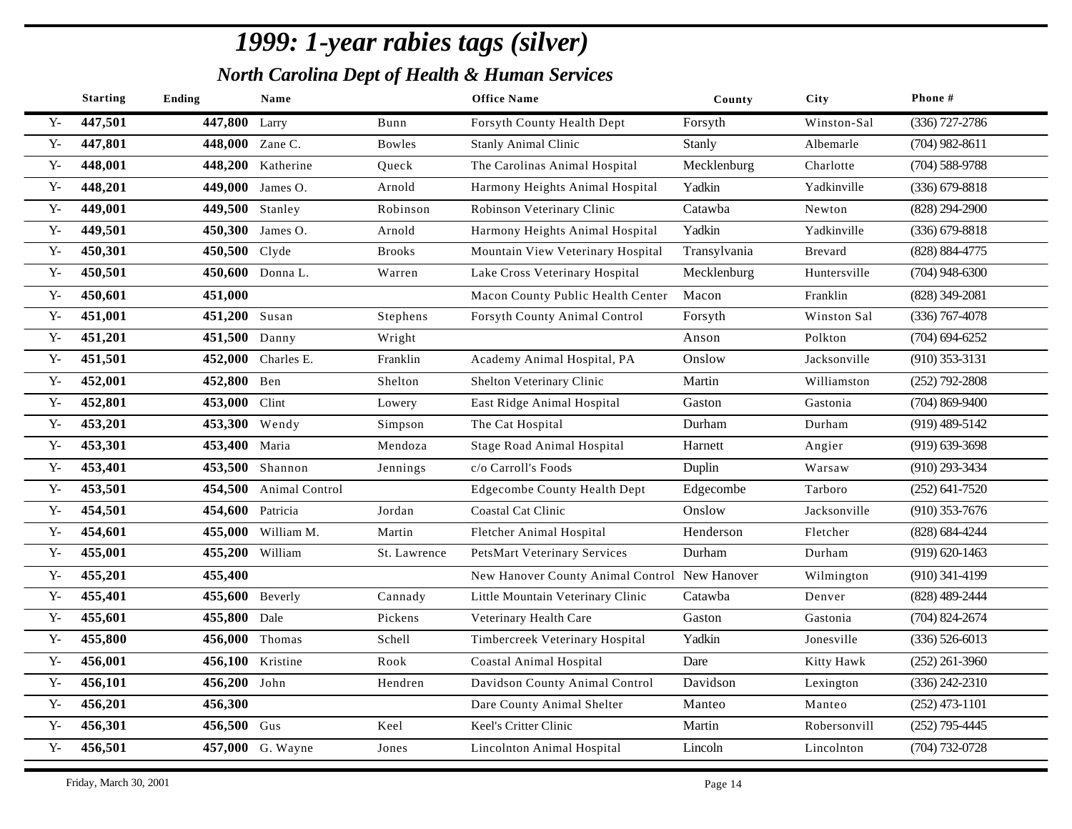# 1999: 1-year rabies tags (silver)

## North Carolina Dept of Health & Human Services

| | Starting | Ending | Name | | Office Name | County | City | Phone # |
|---|---|---|---|---|---|---|---|---|
| Y- | 447,501 | 447,800 | Larry | Bunn | Forsyth County Health Dept | Forsyth | Winston-Sal | (336) 727-2786 |
| Y- | 447,801 | 448,000 | Zane C. | Bowles | Stanly Animal Clinic | Stanly | Albemarle | (704) 982-8611 |
| Y- | 448,001 | 448,200 | Katherine | Queck | The Carolinas Animal Hospital | Mecklenburg | Charlotte | (704) 588-9788 |
| Y- | 448,201 | 449,000 | James O. | Arnold | Harmony Heights Animal Hospital | Yadkin | Yadkinville | (336) 679-8818 |
| Y- | 449,001 | 449,500 | Stanley | Robinson | Robinson Veterinary Clinic | Catawba | Newton | (828) 294-2900 |
| Y- | 449,501 | 450,300 | James O. | Arnold | Harmony Heights Animal Hospital | Yadkin | Yadkinville | (336) 679-8818 |
| Y- | 450,301 | 450,500 | Clyde | Brooks | Mountain View Veterinary Hospital | Transylvania | Brevard | (828) 884-4775 |
| Y- | 450,501 | 450,600 | Donna L. | Warren | Lake Cross Veterinary Hospital | Mecklenburg | Huntersville | (704) 948-6300 |
| Y- | 450,601 | 451,000 | | | Macon County Public Health Center | Macon | Franklin | (828) 349-2081 |
| Y- | 451,001 | 451,200 | Susan | Stephens | Forsyth County Animal Control | Forsyth | Winston Sal | (336) 767-4078 |
| Y- | 451,201 | 451,500 | Danny | Wright | | Anson | Polkton | (704) 694-6252 |
| Y- | 451,501 | 452,000 | Charles E. | Franklin | Academy Animal Hospital, PA | Onslow | Jacksonville | (910) 353-3131 |
| Y- | 452,001 | 452,800 | Ben | Shelton | Shelton Veterinary Clinic | Martin | Williamston | (252) 792-2808 |
| Y- | 452,801 | 453,000 | Clint | Lowery | East Ridge Animal Hospital | Gaston | Gastonia | (704) 869-9400 |
| Y- | 453,201 | 453,300 | Wendy | Simpson | The Cat Hospital | Durham | Durham | (919) 489-5142 |
| Y- | 453,301 | 453,400 | Maria | Mendoza | Stage Road Animal Hospital | Harnett | Angier | (919) 639-3698 |
| Y- | 453,401 | 453,500 | Shannon | Jennings | c/o Carroll's Foods | Duplin | Warsaw | (910) 293-3434 |
| Y- | 453,501 | 454,500 | Animal Control | | Edgecombe County Health Dept | Edgecombe | Tarboro | (252) 641-7520 |
| Y- | 454,501 | 454,600 | Patricia | Jordan | Coastal Cat Clinic | Onslow | Jacksonville | (910) 353-7676 |
| Y- | 454,601 | 455,000 | William M. | Martin | Fletcher Animal Hospital | Henderson | Fletcher | (828) 684-4244 |
| Y- | 455,001 | 455,200 | William | St. Lawrence | PetsMart Veterinary Services | Durham | Durham | (919) 620-1463 |
| Y- | 455,201 | 455,400 | | | New Hanover County Animal Control | New Hanover | Wilmington | (910) 341-4199 |
| Y- | 455,401 | 455,600 | Beverly | Cannady | Little Mountain Veterinary Clinic | Catawba | Denver | (828) 489-2444 |
| Y- | 455,601 | 455,800 | Dale | Pickens | Veterinary Health Care | Gaston | Gastonia | (704) 824-2674 |
| Y- | 455,800 | 456,000 | Thomas | Schell | Timbercreek Veterinary Hospital | Yadkin | Jonesville | (336) 526-6013 |
| Y- | 456,001 | 456,100 | Kristine | Rook | Coastal Animal Hospital | Dare | Kitty Hawk | (252) 261-3960 |
| Y- | 456,101 | 456,200 | John | Hendren | Davidson County Animal Control | Davidson | Lexington | (336) 242-2310 |
| Y- | 456,201 | 456,300 | | | Dare County Animal Shelter | Manteo | Manteo | (252) 473-1101 |
| Y- | 456,301 | 456,500 | Gus | Keel | Keel's Critter Clinic | Martin | Robersonvill | (252) 795-4445 |
| Y- | 456,501 | 457,000 | G. Wayne | Jones | Lincolnton Animal Hospital | Lincoln | Lincolnton | (704) 732-0728 |

Friday, March 30, 2001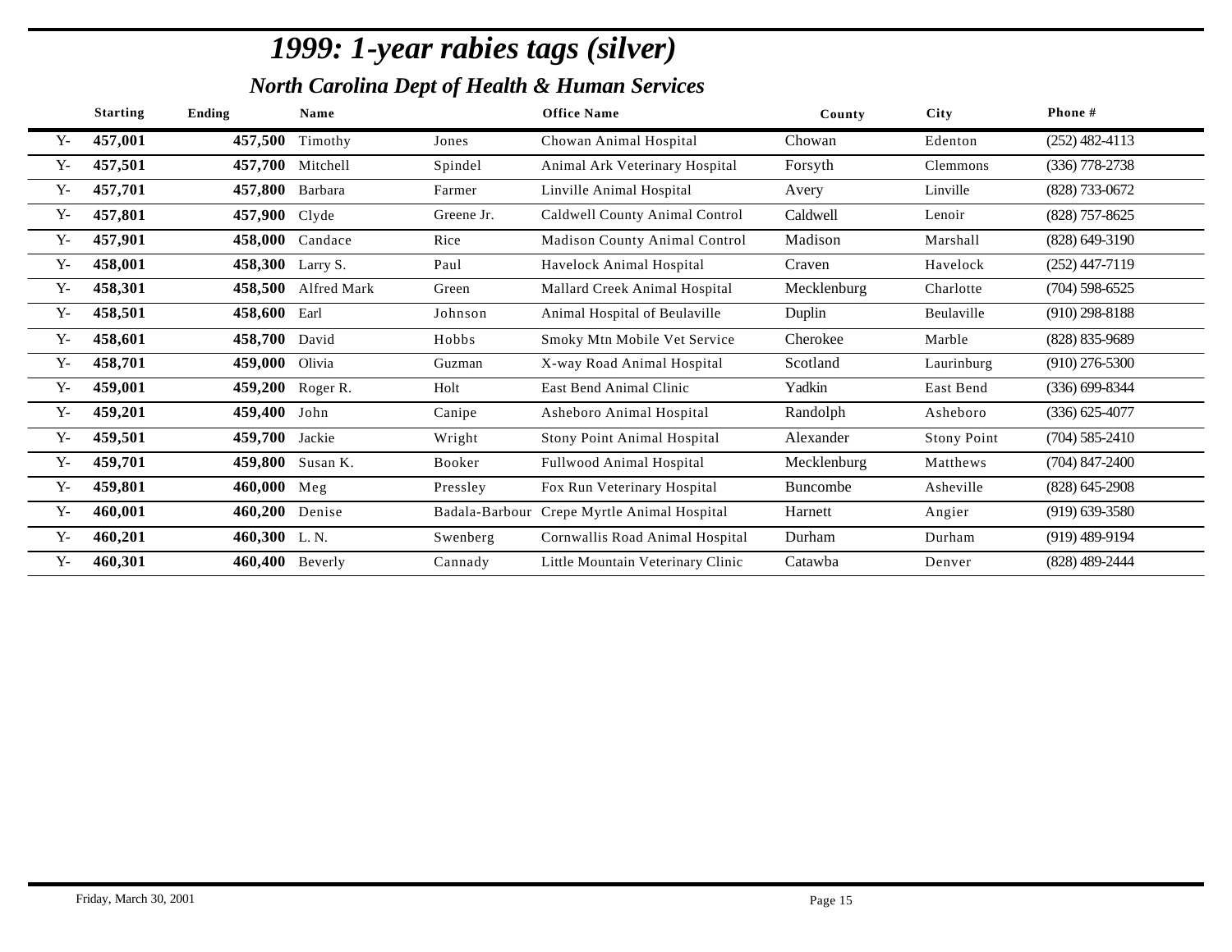# 1999: 1-year rabies tags (silver)

## North Carolina Dept of Health & Human Services

| | Starting | Ending | Name | | Office Name | County | City | Phone # |
|---|---|---|---|---|---|---|---|---|
| Y- | **457,001** | **457,500** | Timothy | Jones | Chowan Animal Hospital | Chowan | Edenton | (252) 482-4113 |
| Y- | **457,501** | **457,700** | Mitchell | Spindel | Animal Ark Veterinary Hospital | Forsyth | Clemmons | (336) 778-2738 |
| Y- | **457,701** | **457,800** | Barbara | Farmer | Linville Animal Hospital | Avery | Linville | (828) 733-0672 |
| Y- | **457,801** | **457,900** | Clyde | Greene Jr. | Caldwell County Animal Control | Caldwell | Lenoir | (828) 757-8625 |
| Y- | **457,901** | **458,000** | Candace | Rice | Madison County Animal Control | Madison | Marshall | (828) 649-3190 |
| Y- | **458,001** | **458,300** | Larry S. | Paul | Havelock Animal Hospital | Craven | Havelock | (252) 447-7119 |
| Y- | **458,301** | **458,500** | Alfred Mark | Green | Mallard Creek Animal Hospital | Mecklenburg | Charlotte | (704) 598-6525 |
| Y- | **458,501** | **458,600** | Earl | Johnson | Animal Hospital of Beulaville | Duplin | Beulaville | (910) 298-8188 |
| Y- | **458,601** | **458,700** | David | Hobbs | Smoky Mtn Mobile Vet Service | Cherokee | Marble | (828) 835-9689 |
| Y- | **458,701** | **459,000** | Olivia | Guzman | X-way Road Animal Hospital | Scotland | Laurinburg | (910) 276-5300 |
| Y- | **459,001** | **459,200** | Roger R. | Holt | East Bend Animal Clinic | Yadkin | East Bend | (336) 699-8344 |
| Y- | **459,201** | **459,400** | John | Canipe | Asheboro Animal Hospital | Randolph | Asheboro | (336) 625-4077 |
| Y- | **459,501** | **459,700** | Jackie | Wright | Stony Point Animal Hospital | Alexander | Stony Point | (704) 585-2410 |
| Y- | **459,701** | **459,800** | Susan K. | Booker | Fullwood Animal Hospital | Mecklenburg | Matthews | (704) 847-2400 |
| Y- | **459,801** | **460,000** | Meg | Pressley | Fox Run Veterinary Hospital | Buncombe | Asheville | (828) 645-2908 |
| Y- | **460,001** | **460,200** | Denise | Badala-Barbour | Crepe Myrtle Animal Hospital | Harnett | Angier | (919) 639-3580 |
| Y- | **460,201** | **460,300** | L. N. | Swenberg | Cornwallis Road Animal Hospital | Durham | Durham | (919) 489-9194 |
| Y- | **460,301** | **460,400** | Beverly | Cannady | Little Mountain Veterinary Clinic | Catawba | Denver | (828) 489-2444 |

Friday, March 30, 2001